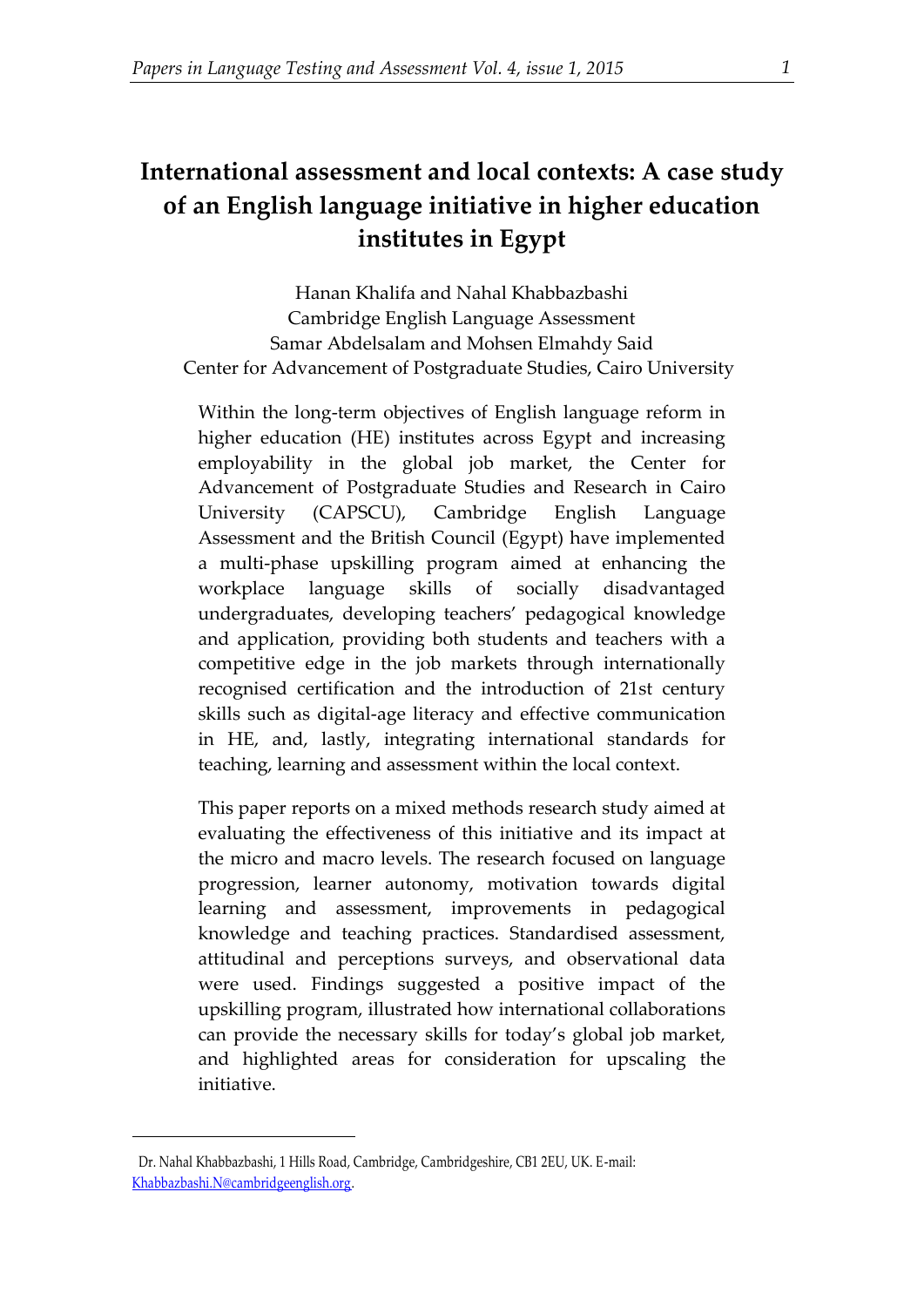# International assessment and local contexts: A case study of an English language initiative in higher education institutes in Egypt

Hanan Khalifa and Nahal Khabbazbashi
Cambridge English Language Assessment
Samar Abdelsalam and Mohsen Elmahdy Said
Center for Advancement of Postgraduate Studies, Cairo University

Within the long-term objectives of English language reform in higher education (HE) institutes across Egypt and increasing employability in the global job market, the Center for Advancement of Postgraduate Studies and Research in Cairo University (CAPSCU), Cambridge English Language Assessment and the British Council (Egypt) have implemented a multi-phase upskilling program aimed at enhancing the workplace language skills of socially disadvantaged undergraduates, developing teachers' pedagogical knowledge and application, providing both students and teachers with a competitive edge in the job markets through internationally recognised certification and the introduction of 21st century skills such as digital-age literacy and effective communication in HE, and, lastly, integrating international standards for teaching, learning and assessment within the local context.

This paper reports on a mixed methods research study aimed at evaluating the effectiveness of this initiative and its impact at the micro and macro levels. The research focused on language progression, learner autonomy, motivation towards digital learning and assessment, improvements in pedagogical knowledge and teaching practices. Standardised assessment, attitudinal and perceptions surveys, and observational data were used. Findings suggested a positive impact of the upskilling program, illustrated how international collaborations can provide the necessary skills for today's global job market, and highlighted areas for consideration for upscaling the initiative.

---

Dr. Nahal Khabbazbashi, 1 Hills Road, Cambridge, Cambridgeshire, CB1 2EU, UK. E-mail: Khabbazbashi.N@cambridgeenglish.org.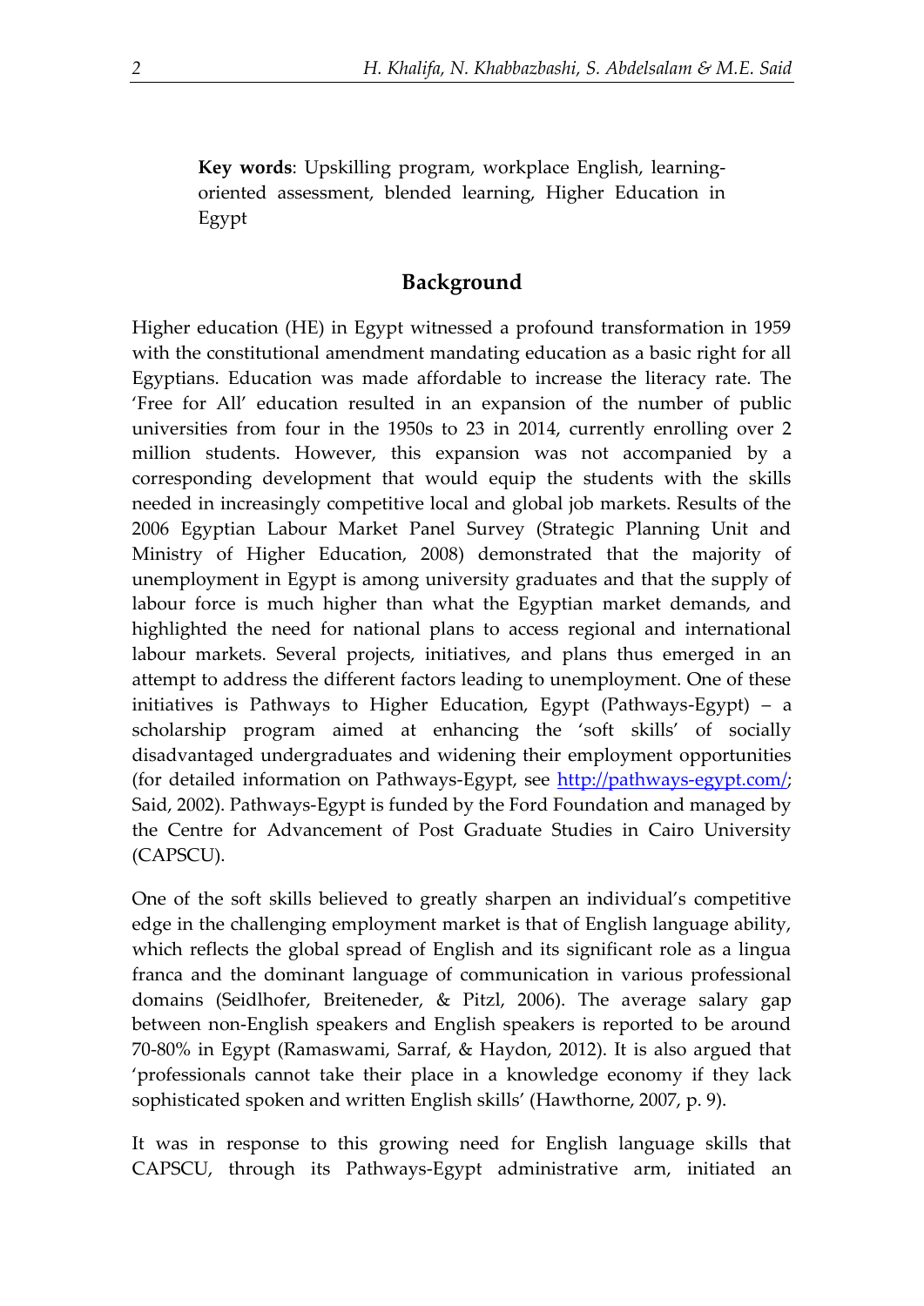**Key words**: Upskilling program, workplace English, learning-oriented assessment, blended learning, Higher Education in Egypt

## Background

Higher education (HE) in Egypt witnessed a profound transformation in 1959 with the constitutional amendment mandating education as a basic right for all Egyptians. Education was made affordable to increase the literacy rate. The 'Free for All' education resulted in an expansion of the number of public universities from four in the 1950s to 23 in 2014, currently enrolling over 2 million students. However, this expansion was not accompanied by a corresponding development that would equip the students with the skills needed in increasingly competitive local and global job markets. Results of the 2006 Egyptian Labour Market Panel Survey (Strategic Planning Unit and Ministry of Higher Education, 2008) demonstrated that the majority of unemployment in Egypt is among university graduates and that the supply of labour force is much higher than what the Egyptian market demands, and highlighted the need for national plans to access regional and international labour markets. Several projects, initiatives, and plans thus emerged in an attempt to address the different factors leading to unemployment. One of these initiatives is Pathways to Higher Education, Egypt (Pathways-Egypt) – a scholarship program aimed at enhancing the 'soft skills' of socially disadvantaged undergraduates and widening their employment opportunities (for detailed information on Pathways-Egypt, see http://pathways-egypt.com/; Said, 2002). Pathways-Egypt is funded by the Ford Foundation and managed by the Centre for Advancement of Post Graduate Studies in Cairo University (CAPSCU).

One of the soft skills believed to greatly sharpen an individual's competitive edge in the challenging employment market is that of English language ability, which reflects the global spread of English and its significant role as a lingua franca and the dominant language of communication in various professional domains (Seidlhofer, Breiteneder, & Pitzl, 2006). The average salary gap between non-English speakers and English speakers is reported to be around 70-80% in Egypt (Ramaswami, Sarraf, & Haydon, 2012). It is also argued that 'professionals cannot take their place in a knowledge economy if they lack sophisticated spoken and written English skills' (Hawthorne, 2007, p. 9).

It was in response to this growing need for English language skills that CAPSCU, through its Pathways-Egypt administrative arm, initiated an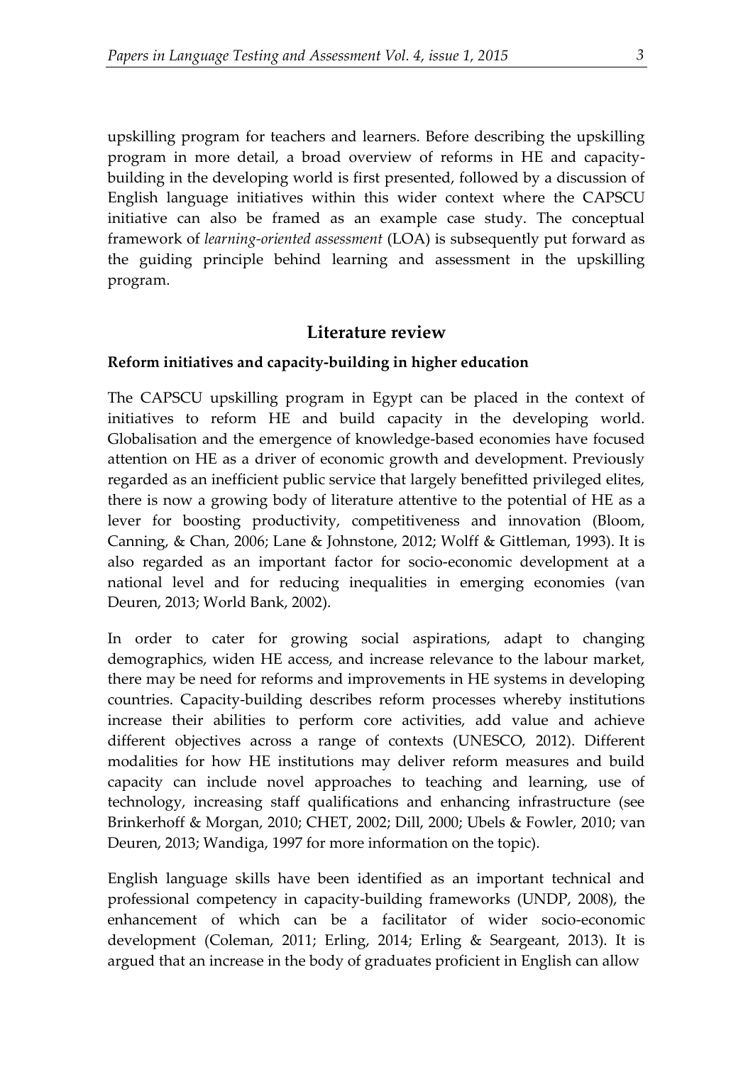upskilling program for teachers and learners. Before describing the upskilling program in more detail, a broad overview of reforms in HE and capacity-building in the developing world is first presented, followed by a discussion of English language initiatives within this wider context where the CAPSCU initiative can also be framed as an example case study. The conceptual framework of *learning-oriented assessment* (LOA) is subsequently put forward as the guiding principle behind learning and assessment in the upskilling program.

## Literature review

### Reform initiatives and capacity-building in higher education

The CAPSCU upskilling program in Egypt can be placed in the context of initiatives to reform HE and build capacity in the developing world. Globalisation and the emergence of knowledge-based economies have focused attention on HE as a driver of economic growth and development. Previously regarded as an inefficient public service that largely benefitted privileged elites, there is now a growing body of literature attentive to the potential of HE as a lever for boosting productivity, competitiveness and innovation (Bloom, Canning, & Chan, 2006; Lane & Johnstone, 2012; Wolff & Gittleman, 1993). It is also regarded as an important factor for socio-economic development at a national level and for reducing inequalities in emerging economies (van Deuren, 2013; World Bank, 2002).

In order to cater for growing social aspirations, adapt to changing demographics, widen HE access, and increase relevance to the labour market, there may be need for reforms and improvements in HE systems in developing countries. Capacity-building describes reform processes whereby institutions increase their abilities to perform core activities, add value and achieve different objectives across a range of contexts (UNESCO, 2012). Different modalities for how HE institutions may deliver reform measures and build capacity can include novel approaches to teaching and learning, use of technology, increasing staff qualifications and enhancing infrastructure (see Brinkerhoff & Morgan, 2010; CHET, 2002; Dill, 2000; Ubels & Fowler, 2010; van Deuren, 2013; Wandiga, 1997 for more information on the topic).

English language skills have been identified as an important technical and professional competency in capacity-building frameworks (UNDP, 2008), the enhancement of which can be a facilitator of wider socio-economic development (Coleman, 2011; Erling, 2014; Erling & Seargeant, 2013). It is argued that an increase in the body of graduates proficient in English can allow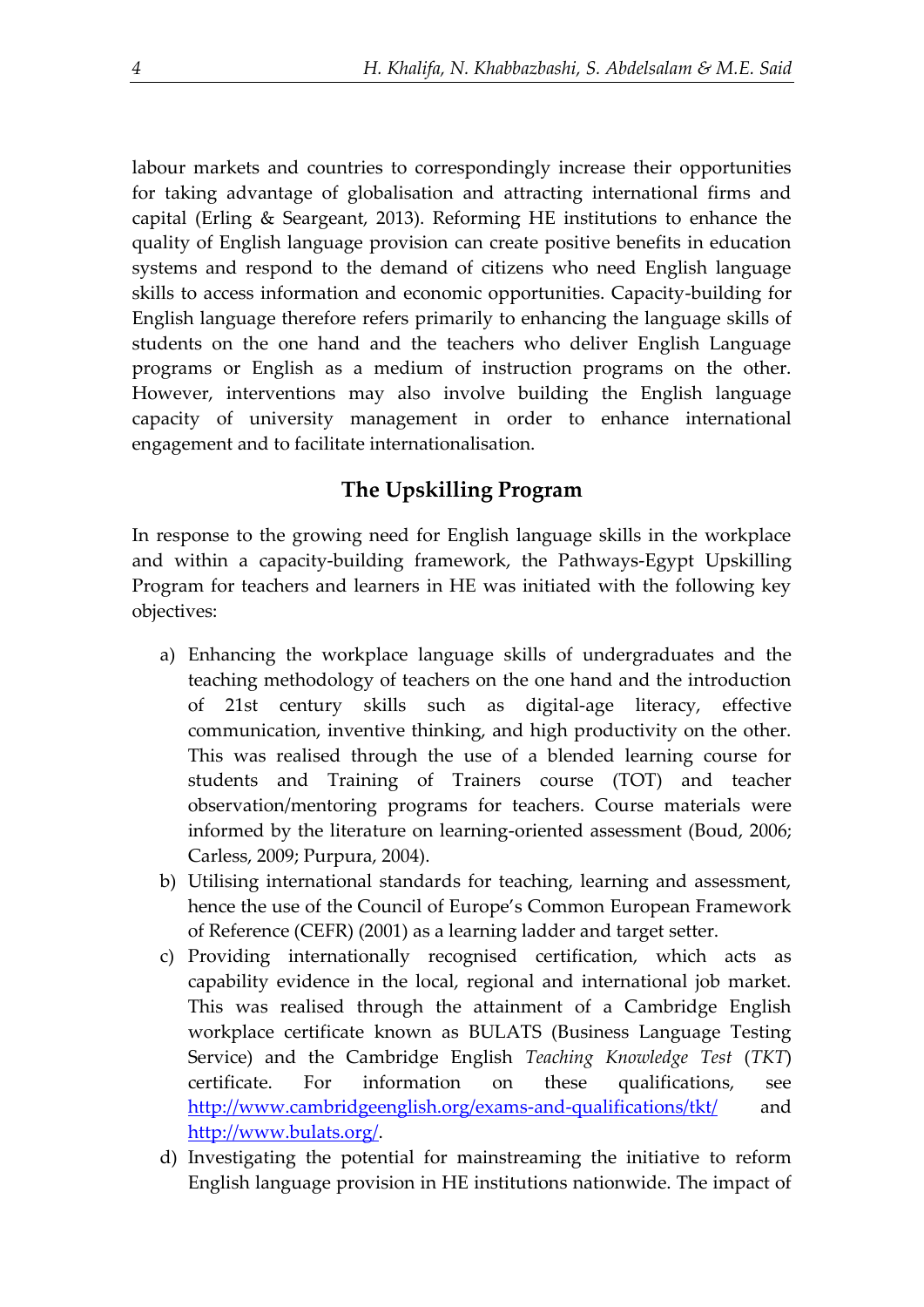labour markets and countries to correspondingly increase their opportunities for taking advantage of globalisation and attracting international firms and capital (Erling & Seargeant, 2013). Reforming HE institutions to enhance the quality of English language provision can create positive benefits in education systems and respond to the demand of citizens who need English language skills to access information and economic opportunities. Capacity-building for English language therefore refers primarily to enhancing the language skills of students on the one hand and the teachers who deliver English Language programs or English as a medium of instruction programs on the other. However, interventions may also involve building the English language capacity of university management in order to enhance international engagement and to facilitate internationalisation.

## The Upskilling Program

In response to the growing need for English language skills in the workplace and within a capacity-building framework, the Pathways-Egypt Upskilling Program for teachers and learners in HE was initiated with the following key objectives:

a) Enhancing the workplace language skills of undergraduates and the teaching methodology of teachers on the one hand and the introduction of 21st century skills such as digital-age literacy, effective communication, inventive thinking, and high productivity on the other. This was realised through the use of a blended learning course for students and Training of Trainers course (TOT) and teacher observation/mentoring programs for teachers. Course materials were informed by the literature on learning-oriented assessment (Boud, 2006; Carless, 2009; Purpura, 2004).
b) Utilising international standards for teaching, learning and assessment, hence the use of the Council of Europe's Common European Framework of Reference (CEFR) (2001) as a learning ladder and target setter.
c) Providing internationally recognised certification, which acts as capability evidence in the local, regional and international job market. This was realised through the attainment of a Cambridge English workplace certificate known as BULATS (Business Language Testing Service) and the Cambridge English *Teaching Knowledge Test* (*TKT*) certificate. For information on these qualifications, see http://www.cambridgeenglish.org/exams-and-qualifications/tkt/ and http://www.bulats.org/.
d) Investigating the potential for mainstreaming the initiative to reform English language provision in HE institutions nationwide. The impact of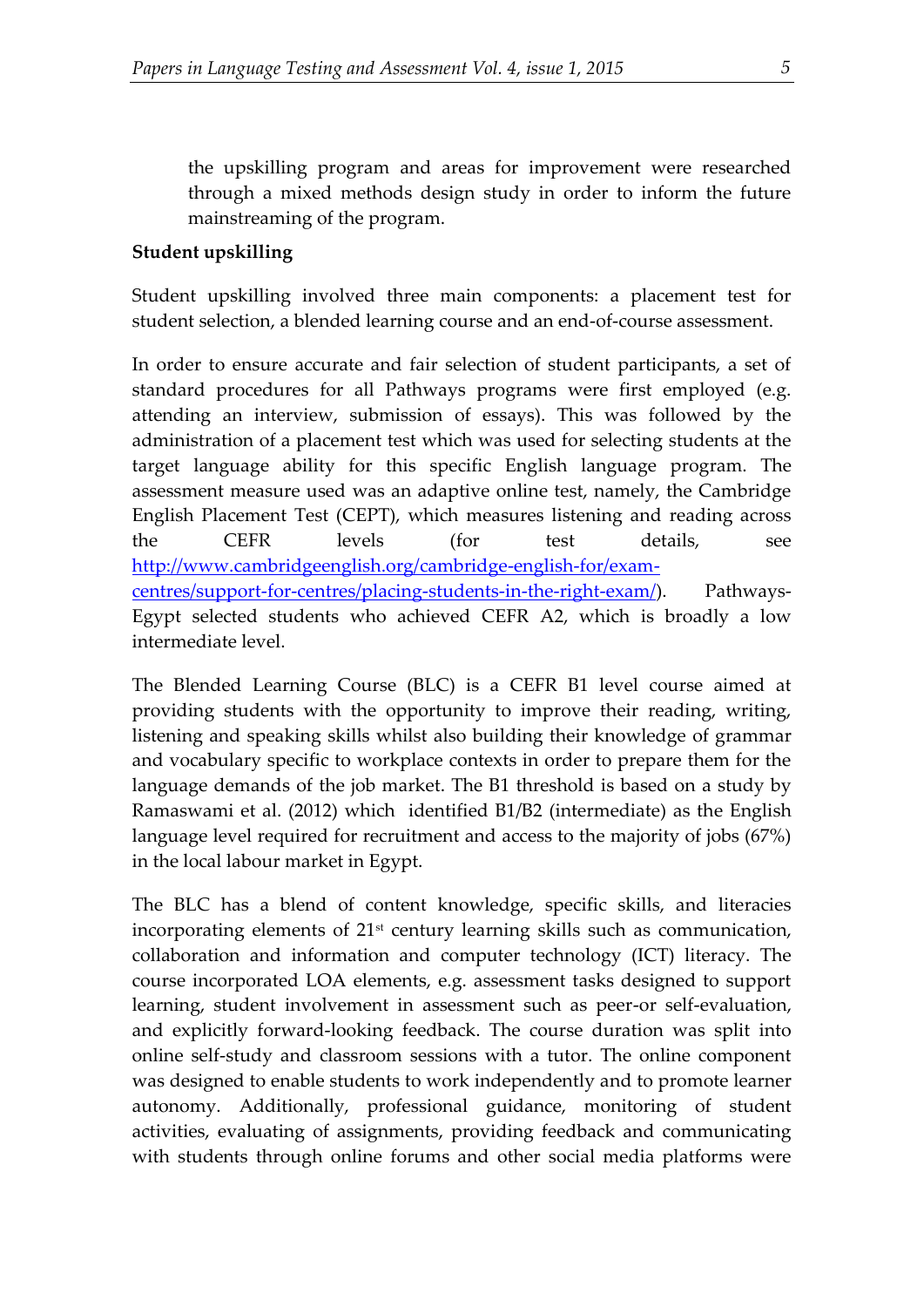the upskilling program and areas for improvement were researched through a mixed methods design study in order to inform the future mainstreaming of the program.

**Student upskilling**

Student upskilling involved three main components: a placement test for student selection, a blended learning course and an end-of-course assessment.

In order to ensure accurate and fair selection of student participants, a set of standard procedures for all Pathways programs were first employed (e.g. attending an interview, submission of essays). This was followed by the administration of a placement test which was used for selecting students at the target language ability for this specific English language program. The assessment measure used was an adaptive online test, namely, the Cambridge English Placement Test (CEPT), which measures listening and reading across the CEFR levels (for test details, see [http://www.cambridgeenglish.org/cambridge-english-for/exam-centres/support-for-centres/placing-students-in-the-right-exam/](http://www.cambridgeenglish.org/cambridge-english-for/exam-centres/support-for-centres/placing-students-in-the-right-exam/)). Pathways-Egypt selected students who achieved CEFR A2, which is broadly a low intermediate level.

The Blended Learning Course (BLC) is a CEFR B1 level course aimed at providing students with the opportunity to improve their reading, writing, listening and speaking skills whilst also building their knowledge of grammar and vocabulary specific to workplace contexts in order to prepare them for the language demands of the job market. The B1 threshold is based on a study by Ramaswami et al. (2012) which identified B1/B2 (intermediate) as the English language level required for recruitment and access to the majority of jobs (67%) in the local labour market in Egypt.

The BLC has a blend of content knowledge, specific skills, and literacies incorporating elements of 21st century learning skills such as communication, collaboration and information and computer technology (ICT) literacy. The course incorporated LOA elements, e.g. assessment tasks designed to support learning, student involvement in assessment such as peer-or self-evaluation, and explicitly forward-looking feedback. The course duration was split into online self-study and classroom sessions with a tutor. The online component was designed to enable students to work independently and to promote learner autonomy. Additionally, professional guidance, monitoring of student activities, evaluating of assignments, providing feedback and communicating with students through online forums and other social media platforms were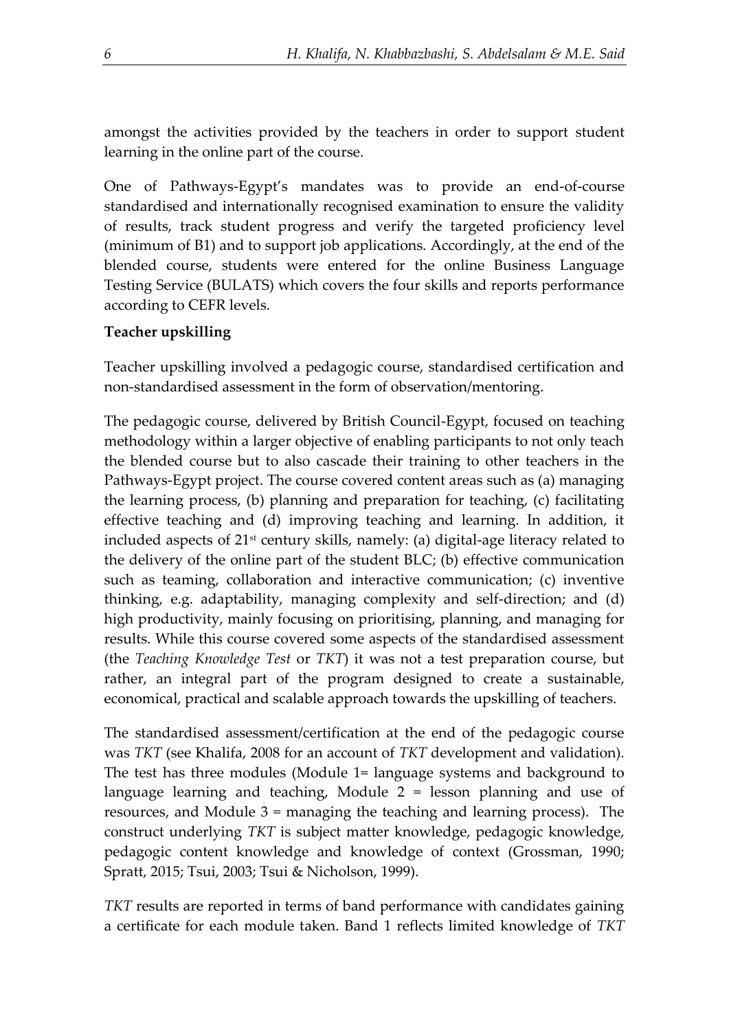amongst the activities provided by the teachers in order to support student learning in the online part of the course.

One of Pathways-Egypt's mandates was to provide an end-of-course standardised and internationally recognised examination to ensure the validity of results, track student progress and verify the targeted proficiency level (minimum of B1) and to support job applications. Accordingly, at the end of the blended course, students were entered for the online Business Language Testing Service (BULATS) which covers the four skills and reports performance according to CEFR levels.

**Teacher upskilling**

Teacher upskilling involved a pedagogic course, standardised certification and non-standardised assessment in the form of observation/mentoring.

The pedagogic course, delivered by British Council-Egypt, focused on teaching methodology within a larger objective of enabling participants to not only teach the blended course but to also cascade their training to other teachers in the Pathways-Egypt project. The course covered content areas such as (a) managing the learning process, (b) planning and preparation for teaching, (c) facilitating effective teaching and (d) improving teaching and learning. In addition, it included aspects of 21st century skills, namely: (a) digital-age literacy related to the delivery of the online part of the student BLC; (b) effective communication such as teaming, collaboration and interactive communication; (c) inventive thinking, e.g. adaptability, managing complexity and self-direction; and (d) high productivity, mainly focusing on prioritising, planning, and managing for results. While this course covered some aspects of the standardised assessment (the *Teaching Knowledge Test* or *TKT*) it was not a test preparation course, but rather, an integral part of the program designed to create a sustainable, economical, practical and scalable approach towards the upskilling of teachers.

The standardised assessment/certification at the end of the pedagogic course was *TKT* (see Khalifa, 2008 for an account of *TKT* development and validation). The test has three modules (Module 1= language systems and background to language learning and teaching, Module 2 = lesson planning and use of resources, and Module 3 = managing the teaching and learning process). The construct underlying *TKT* is subject matter knowledge, pedagogic knowledge, pedagogic content knowledge and knowledge of context (Grossman, 1990; Spratt, 2015; Tsui, 2003; Tsui & Nicholson, 1999).

*TKT* results are reported in terms of band performance with candidates gaining a certificate for each module taken. Band 1 reflects limited knowledge of *TKT*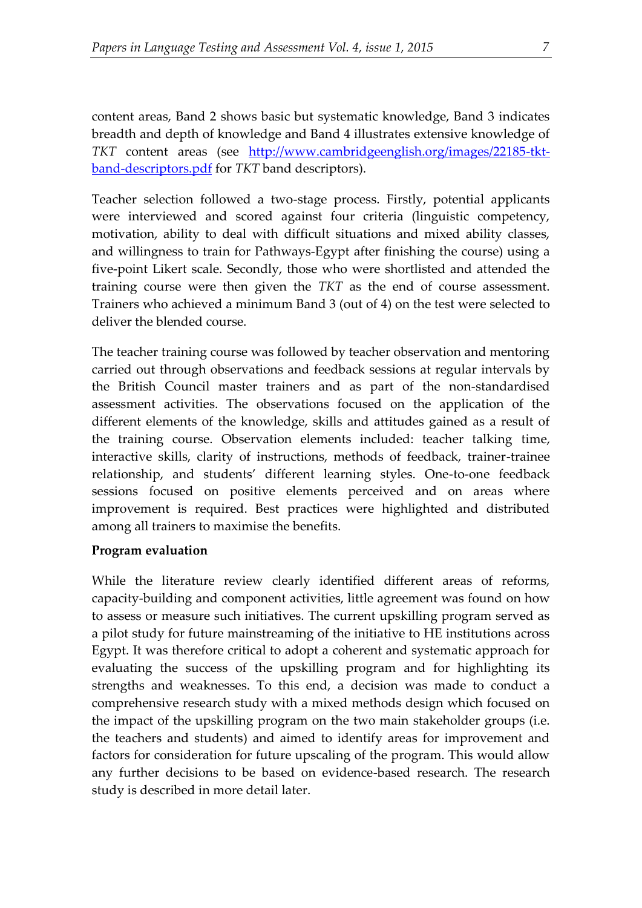content areas, Band 2 shows basic but systematic knowledge, Band 3 indicates breadth and depth of knowledge and Band 4 illustrates extensive knowledge of *TKT* content areas (see [http://www.cambridgeenglish.org/images/22185-tkt-band-descriptors.pdf](http://www.cambridgeenglish.org/images/22185-tkt-band-descriptors.pdf) for *TKT* band descriptors).

Teacher selection followed a two-stage process. Firstly, potential applicants were interviewed and scored against four criteria (linguistic competency, motivation, ability to deal with difficult situations and mixed ability classes, and willingness to train for Pathways-Egypt after finishing the course) using a five-point Likert scale. Secondly, those who were shortlisted and attended the training course were then given the *TKT* as the end of course assessment. Trainers who achieved a minimum Band 3 (out of 4) on the test were selected to deliver the blended course.

The teacher training course was followed by teacher observation and mentoring carried out through observations and feedback sessions at regular intervals by the British Council master trainers and as part of the non-standardised assessment activities. The observations focused on the application of the different elements of the knowledge, skills and attitudes gained as a result of the training course. Observation elements included: teacher talking time, interactive skills, clarity of instructions, methods of feedback, trainer-trainee relationship, and students' different learning styles. One-to-one feedback sessions focused on positive elements perceived and on areas where improvement is required. Best practices were highlighted and distributed among all trainers to maximise the benefits.

**Program evaluation**

While the literature review clearly identified different areas of reforms, capacity-building and component activities, little agreement was found on how to assess or measure such initiatives. The current upskilling program served as a pilot study for future mainstreaming of the initiative to HE institutions across Egypt. It was therefore critical to adopt a coherent and systematic approach for evaluating the success of the upskilling program and for highlighting its strengths and weaknesses. To this end, a decision was made to conduct a comprehensive research study with a mixed methods design which focused on the impact of the upskilling program on the two main stakeholder groups (i.e. the teachers and students) and aimed to identify areas for improvement and factors for consideration for future upscaling of the program. This would allow any further decisions to be based on evidence-based research. The research study is described in more detail later.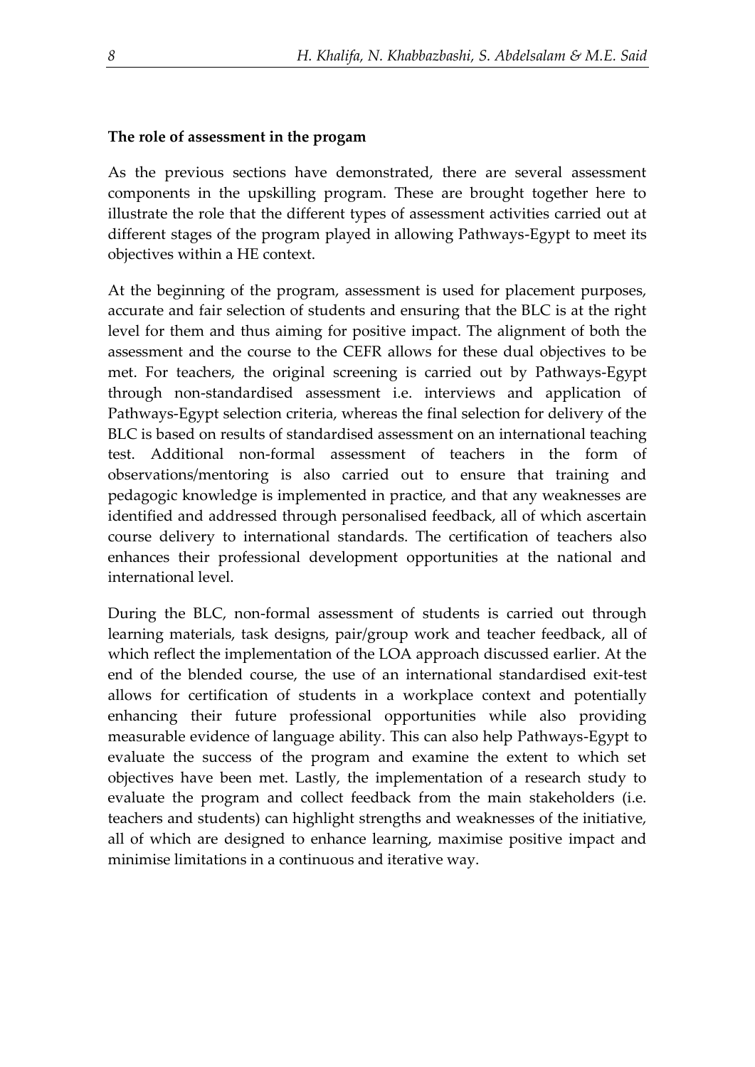**The role of assessment in the progam**

As the previous sections have demonstrated, there are several assessment components in the upskilling program. These are brought together here to illustrate the role that the different types of assessment activities carried out at different stages of the program played in allowing Pathways-Egypt to meet its objectives within a HE context.

At the beginning of the program, assessment is used for placement purposes, accurate and fair selection of students and ensuring that the BLC is at the right level for them and thus aiming for positive impact. The alignment of both the assessment and the course to the CEFR allows for these dual objectives to be met. For teachers, the original screening is carried out by Pathways-Egypt through non-standardised assessment i.e. interviews and application of Pathways-Egypt selection criteria, whereas the final selection for delivery of the BLC is based on results of standardised assessment on an international teaching test. Additional non-formal assessment of teachers in the form of observations/mentoring is also carried out to ensure that training and pedagogic knowledge is implemented in practice, and that any weaknesses are identified and addressed through personalised feedback, all of which ascertain course delivery to international standards. The certification of teachers also enhances their professional development opportunities at the national and international level.

During the BLC, non-formal assessment of students is carried out through learning materials, task designs, pair/group work and teacher feedback, all of which reflect the implementation of the LOA approach discussed earlier. At the end of the blended course, the use of an international standardised exit-test allows for certification of students in a workplace context and potentially enhancing their future professional opportunities while also providing measurable evidence of language ability. This can also help Pathways-Egypt to evaluate the success of the program and examine the extent to which set objectives have been met. Lastly, the implementation of a research study to evaluate the program and collect feedback from the main stakeholders (i.e. teachers and students) can highlight strengths and weaknesses of the initiative, all of which are designed to enhance learning, maximise positive impact and minimise limitations in a continuous and iterative way.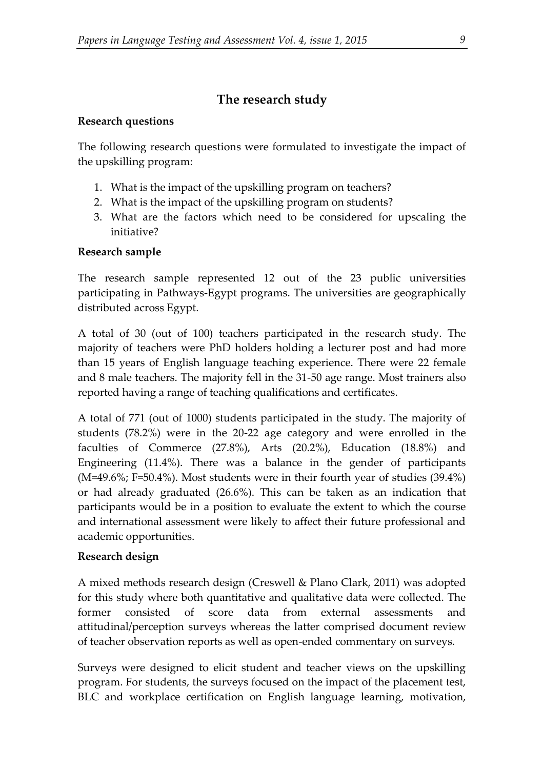## The research study

### Research questions

The following research questions were formulated to investigate the impact of the upskilling program:

1. What is the impact of the upskilling program on teachers?
2. What is the impact of the upskilling program on students?
3. What are the factors which need to be considered for upscaling the initiative?

### Research sample

The research sample represented 12 out of the 23 public universities participating in Pathways-Egypt programs. The universities are geographically distributed across Egypt.

A total of 30 (out of 100) teachers participated in the research study. The majority of teachers were PhD holders holding a lecturer post and had more than 15 years of English language teaching experience. There were 22 female and 8 male teachers. The majority fell in the 31-50 age range. Most trainers also reported having a range of teaching qualifications and certificates.

A total of 771 (out of 1000) students participated in the study. The majority of students (78.2%) were in the 20-22 age category and were enrolled in the faculties of Commerce (27.8%), Arts (20.2%), Education (18.8%) and Engineering (11.4%). There was a balance in the gender of participants (M=49.6%; F=50.4%). Most students were in their fourth year of studies (39.4%) or had already graduated (26.6%). This can be taken as an indication that participants would be in a position to evaluate the extent to which the course and international assessment were likely to affect their future professional and academic opportunities.

### Research design

A mixed methods research design (Creswell & Plano Clark, 2011) was adopted for this study where both quantitative and qualitative data were collected. The former consisted of score data from external assessments and attitudinal/perception surveys whereas the latter comprised document review of teacher observation reports as well as open-ended commentary on surveys.

Surveys were designed to elicit student and teacher views on the upskilling program. For students, the surveys focused on the impact of the placement test, BLC and workplace certification on English language learning, motivation,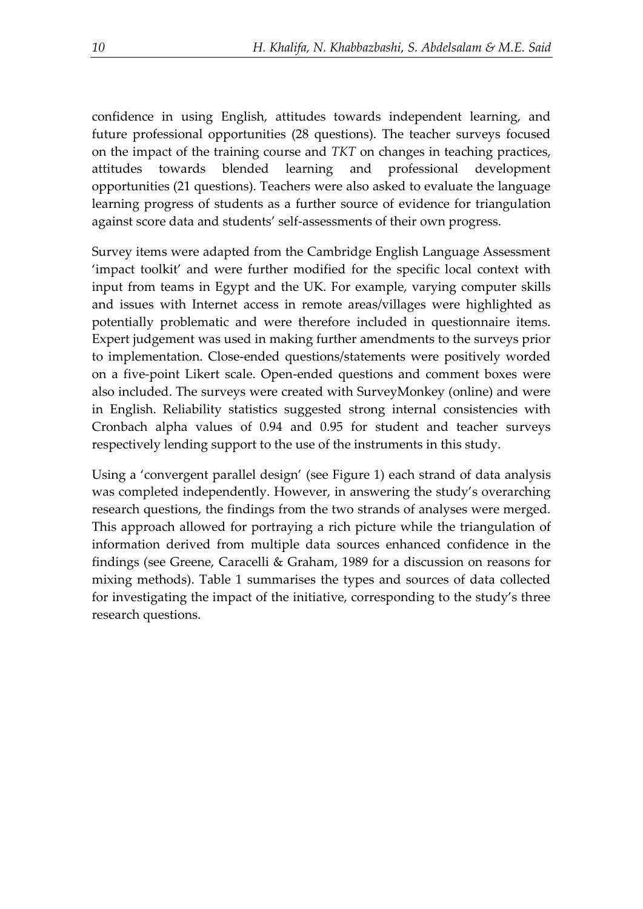confidence in using English, attitudes towards independent learning, and future professional opportunities (28 questions). The teacher surveys focused on the impact of the training course and *TKT* on changes in teaching practices, attitudes towards blended learning and professional development opportunities (21 questions). Teachers were also asked to evaluate the language learning progress of students as a further source of evidence for triangulation against score data and students' self-assessments of their own progress.

Survey items were adapted from the Cambridge English Language Assessment 'impact toolkit' and were further modified for the specific local context with input from teams in Egypt and the UK. For example, varying computer skills and issues with Internet access in remote areas/villages were highlighted as potentially problematic and were therefore included in questionnaire items. Expert judgement was used in making further amendments to the surveys prior to implementation. Close-ended questions/statements were positively worded on a five-point Likert scale. Open-ended questions and comment boxes were also included. The surveys were created with SurveyMonkey (online) and were in English. Reliability statistics suggested strong internal consistencies with Cronbach alpha values of 0.94 and 0.95 for student and teacher surveys respectively lending support to the use of the instruments in this study.

Using a 'convergent parallel design' (see Figure 1) each strand of data analysis was completed independently. However, in answering the study's overarching research questions, the findings from the two strands of analyses were merged. This approach allowed for portraying a rich picture while the triangulation of information derived from multiple data sources enhanced confidence in the findings (see Greene, Caracelli & Graham, 1989 for a discussion on reasons for mixing methods). Table 1 summarises the types and sources of data collected for investigating the impact of the initiative, corresponding to the study's three research questions.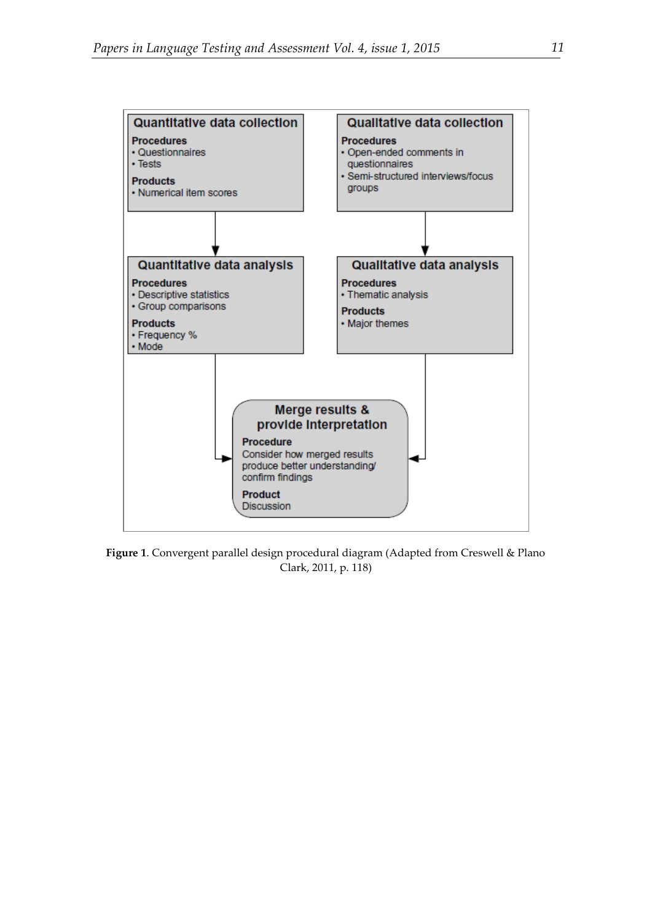Quantitative data collection

**Procedures**
- Questionnaires
- Tests

**Products**
- Numerical item scores

Qualitative data collection

**Procedures**
- Open-ended comments in questionnaires
- Semi-structured interviews/focus groups

Quantitative data analysis

**Procedures**
- Descriptive statistics
- Group comparisons

**Products**
- Frequency %
- Mode

Qualitative data analysis

**Procedures**
- Thematic analysis

**Products**
- Major themes

Merge results & provide interpretation

**Procedure**
Consider how merged results produce better understanding/ confirm findings

**Product**
Discussion

**Figure 1**. Convergent parallel design procedural diagram (Adapted from Creswell & Plano Clark, 2011, p. 118)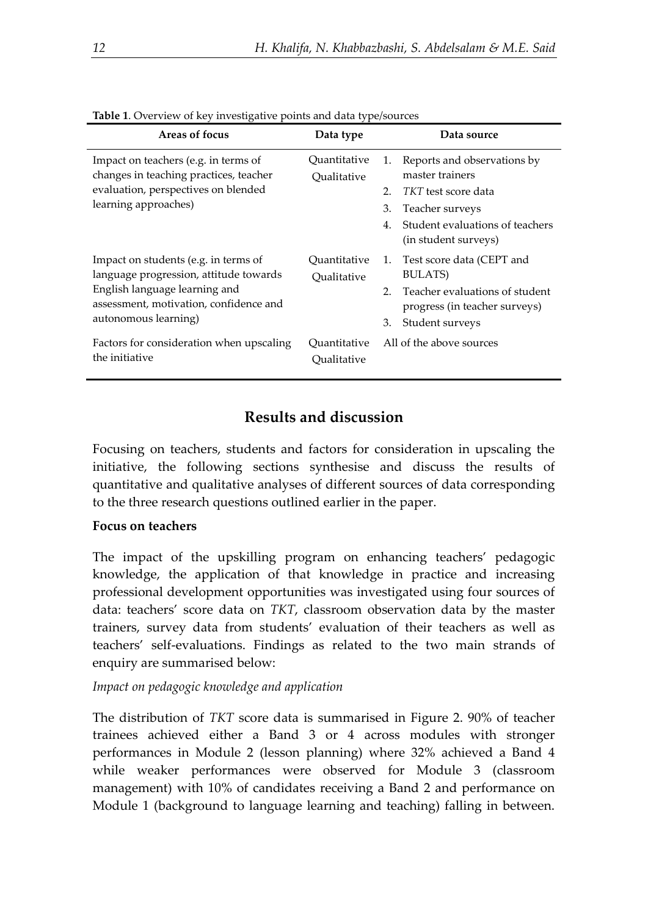**Table 1**. Overview of key investigative points and data type/sources

| Areas of focus | Data type | Data source |
|---|---|---|
| Impact on teachers (e.g. in terms of changes in teaching practices, teacher evaluation, perspectives on blended learning approaches) | Quantitative<br>Qualitative | 1. Reports and observations by master trainers<br>2. *TKT* test score data<br>3. Teacher surveys<br>4. Student evaluations of teachers (in student surveys) |
| Impact on students (e.g. in terms of language progression, attitude towards English language learning and assessment, motivation, confidence and autonomous learning) | Quantitative<br>Qualitative | 1. Test score data (CEPT and BULATS)<br>2. Teacher evaluations of student progress (in teacher surveys)<br>3. Student surveys |
| Factors for consideration when upscaling the initiative | Quantitative<br>Qualitative | All of the above sources |

## Results and discussion

Focusing on teachers, students and factors for consideration in upscaling the initiative, the following sections synthesise and discuss the results of quantitative and qualitative analyses of different sources of data corresponding to the three research questions outlined earlier in the paper.

### Focus on teachers

The impact of the upskilling program on enhancing teachers' pedagogic knowledge, the application of that knowledge in practice and increasing professional development opportunities was investigated using four sources of data: teachers' score data on *TKT*, classroom observation data by the master trainers, survey data from students' evaluation of their teachers as well as teachers' self-evaluations. Findings as related to the two main strands of enquiry are summarised below:

*Impact on pedagogic knowledge and application*

The distribution of *TKT* score data is summarised in Figure 2. 90% of teacher trainees achieved either a Band 3 or 4 across modules with stronger performances in Module 2 (lesson planning) where 32% achieved a Band 4 while weaker performances were observed for Module 3 (classroom management) with 10% of candidates receiving a Band 2 and performance on Module 1 (background to language learning and teaching) falling in between.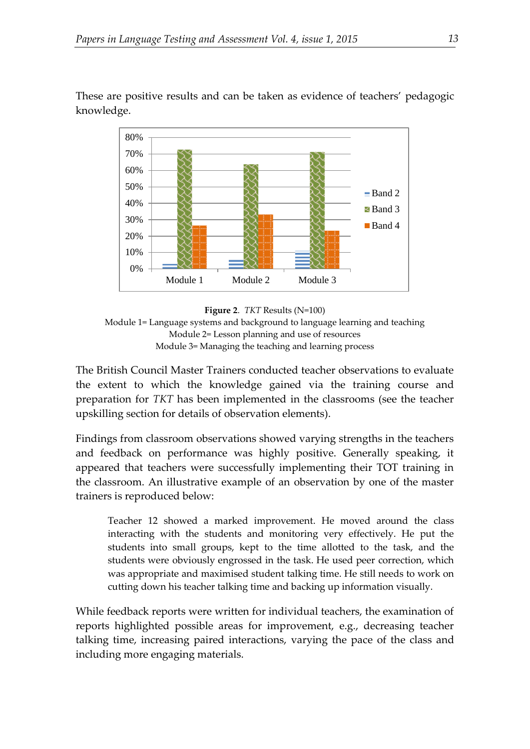These are positive results and can be taken as evidence of teachers' pedagogic knowledge.

**Figure 2**. *TKT* Results (N=100)
Module 1= Language systems and background to language learning and teaching
Module 2= Lesson planning and use of resources
Module 3= Managing the teaching and learning process

The British Council Master Trainers conducted teacher observations to evaluate the extent to which the knowledge gained via the training course and preparation for *TKT* has been implemented in the classrooms (see the teacher upskilling section for details of observation elements).

Findings from classroom observations showed varying strengths in the teachers and feedback on performance was highly positive. Generally speaking, it appeared that teachers were successfully implementing their TOT training in the classroom. An illustrative example of an observation by one of the master trainers is reproduced below:

> Teacher 12 showed a marked improvement. He moved around the class interacting with the students and monitoring very effectively. He put the students into small groups, kept to the time allotted to the task, and the students were obviously engrossed in the task. He used peer correction, which was appropriate and maximised student talking time. He still needs to work on cutting down his teacher talking time and backing up information visually.

While feedback reports were written for individual teachers, the examination of reports highlighted possible areas for improvement, e.g., decreasing teacher talking time, increasing paired interactions, varying the pace of the class and including more engaging materials.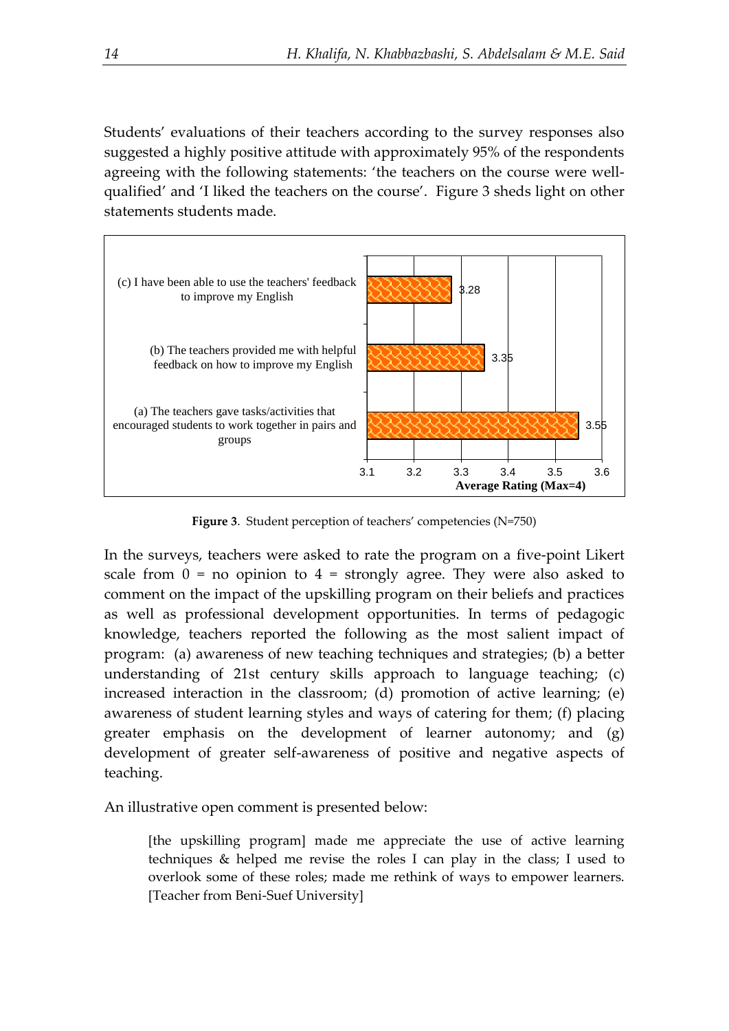Students' evaluations of their teachers according to the survey responses also suggested a highly positive attitude with approximately 95% of the respondents agreeing with the following statements: 'the teachers on the course were well-qualified' and 'I liked the teachers on the course'. Figure 3 sheds light on other statements students made.

**Figure 3**. Student perception of teachers' competencies (N=750)

In the surveys, teachers were asked to rate the program on a five-point Likert scale from 0 = no opinion to 4 = strongly agree. They were also asked to comment on the impact of the upskilling program on their beliefs and practices as well as professional development opportunities. In terms of pedagogic knowledge, teachers reported the following as the most salient impact of program: (a) awareness of new teaching techniques and strategies; (b) a better understanding of 21st century skills approach to language teaching; (c) increased interaction in the classroom; (d) promotion of active learning; (e) awareness of student learning styles and ways of catering for them; (f) placing greater emphasis on the development of learner autonomy; and (g) development of greater self-awareness of positive and negative aspects of teaching.

An illustrative open comment is presented below:

> [the upskilling program] made me appreciate the use of active learning techniques & helped me revise the roles I can play in the class; I used to overlook some of these roles; made me rethink of ways to empower learners. [Teacher from Beni-Suef University]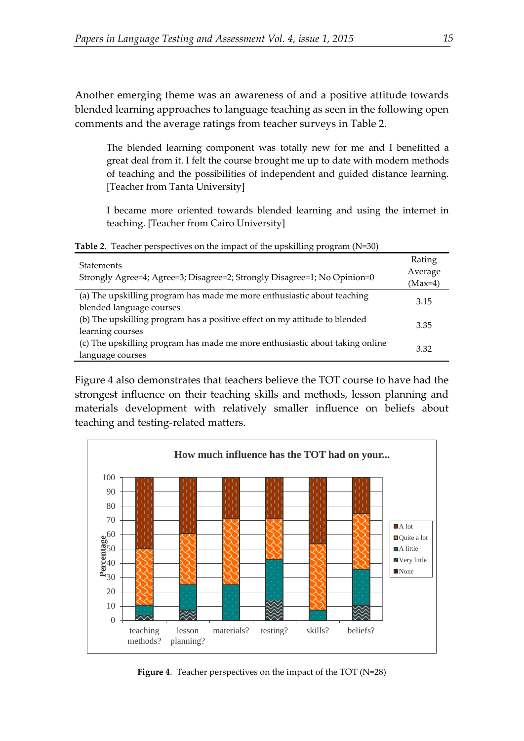Another emerging theme was an awareness of and a positive attitude towards blended learning approaches to language teaching as seen in the following open comments and the average ratings from teacher surveys in Table 2.

> The blended learning component was totally new for me and I benefitted a great deal from it. I felt the course brought me up to date with modern methods of teaching and the possibilities of independent and guided distance learning. [Teacher from Tanta University]

> I became more oriented towards blended learning and using the internet in teaching. [Teacher from Cairo University]

**Table 2**. Teacher perspectives on the impact of the upskilling program (N=30)

| Statements<br>Strongly Agree=4; Agree=3; Disagree=2; Strongly Disagree=1; No Opinion=0 | Rating Average (Max=4) |
|---|---|
| (a) The upskilling program has made me more enthusiastic about teaching blended language courses | 3.15 |
| (b) The upskilling program has a positive effect on my attitude to blended learning courses | 3.35 |
| (c) The upskilling program has made me more enthusiastic about taking online language courses | 3.32 |

Figure 4 also demonstrates that teachers believe the TOT course to have had the strongest influence on their teaching skills and methods, lesson planning and materials development with relatively smaller influence on beliefs about teaching and testing-related matters.

**Figure 4**. Teacher perspectives on the impact of the TOT (N=28)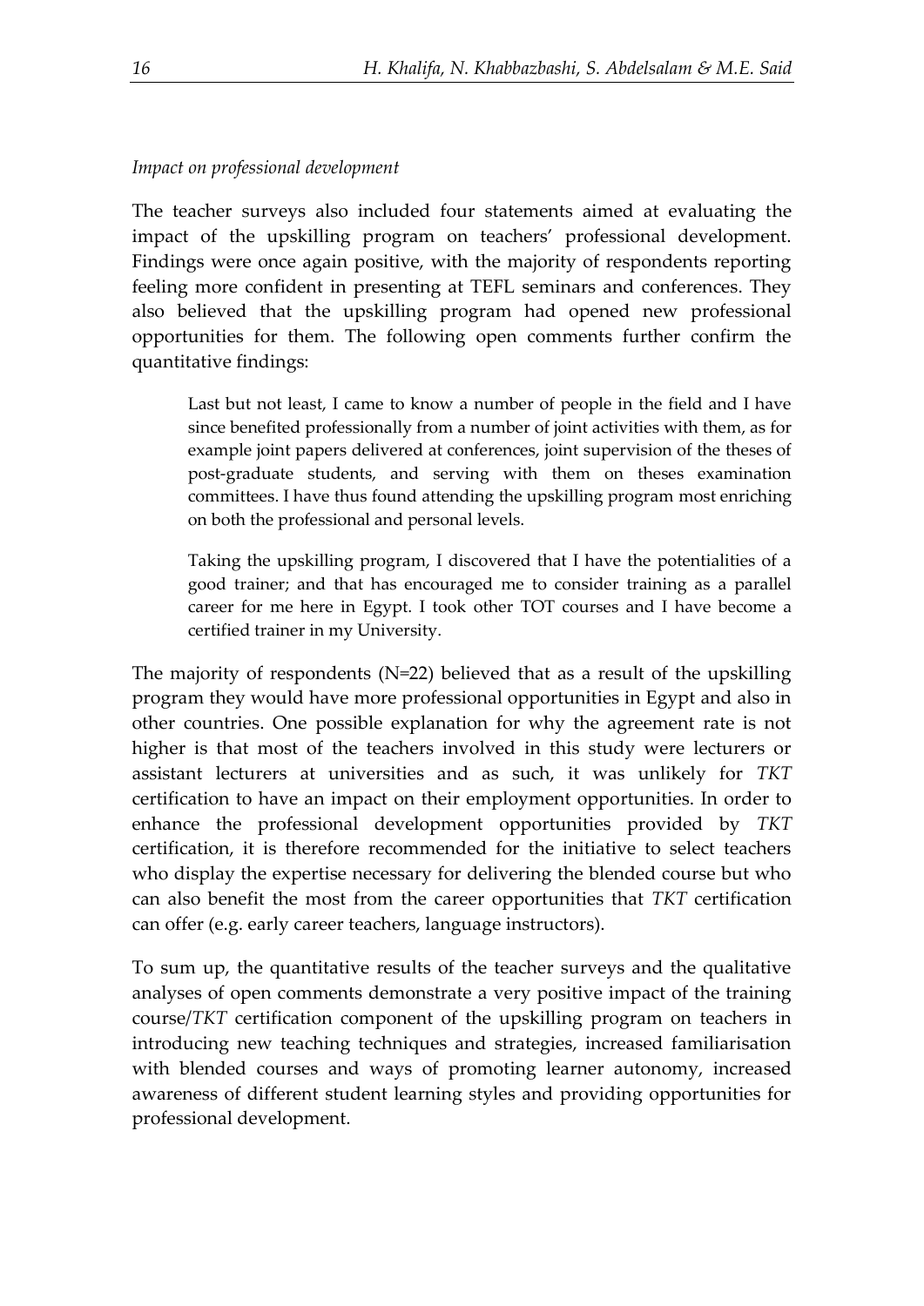*Impact on professional development*

The teacher surveys also included four statements aimed at evaluating the impact of the upskilling program on teachers' professional development. Findings were once again positive, with the majority of respondents reporting feeling more confident in presenting at TEFL seminars and conferences. They also believed that the upskilling program had opened new professional opportunities for them. The following open comments further confirm the quantitative findings:

> Last but not least, I came to know a number of people in the field and I have since benefited professionally from a number of joint activities with them, as for example joint papers delivered at conferences, joint supervision of the theses of post-graduate students, and serving with them on theses examination committees. I have thus found attending the upskilling program most enriching on both the professional and personal levels.

> Taking the upskilling program, I discovered that I have the potentialities of a good trainer; and that has encouraged me to consider training as a parallel career for me here in Egypt. I took other TOT courses and I have become a certified trainer in my University.

The majority of respondents (N=22) believed that as a result of the upskilling program they would have more professional opportunities in Egypt and also in other countries. One possible explanation for why the agreement rate is not higher is that most of the teachers involved in this study were lecturers or assistant lecturers at universities and as such, it was unlikely for *TKT* certification to have an impact on their employment opportunities. In order to enhance the professional development opportunities provided by *TKT* certification, it is therefore recommended for the initiative to select teachers who display the expertise necessary for delivering the blended course but who can also benefit the most from the career opportunities that *TKT* certification can offer (e.g. early career teachers, language instructors).

To sum up, the quantitative results of the teacher surveys and the qualitative analyses of open comments demonstrate a very positive impact of the training course/*TKT* certification component of the upskilling program on teachers in introducing new teaching techniques and strategies, increased familiarisation with blended courses and ways of promoting learner autonomy, increased awareness of different student learning styles and providing opportunities for professional development.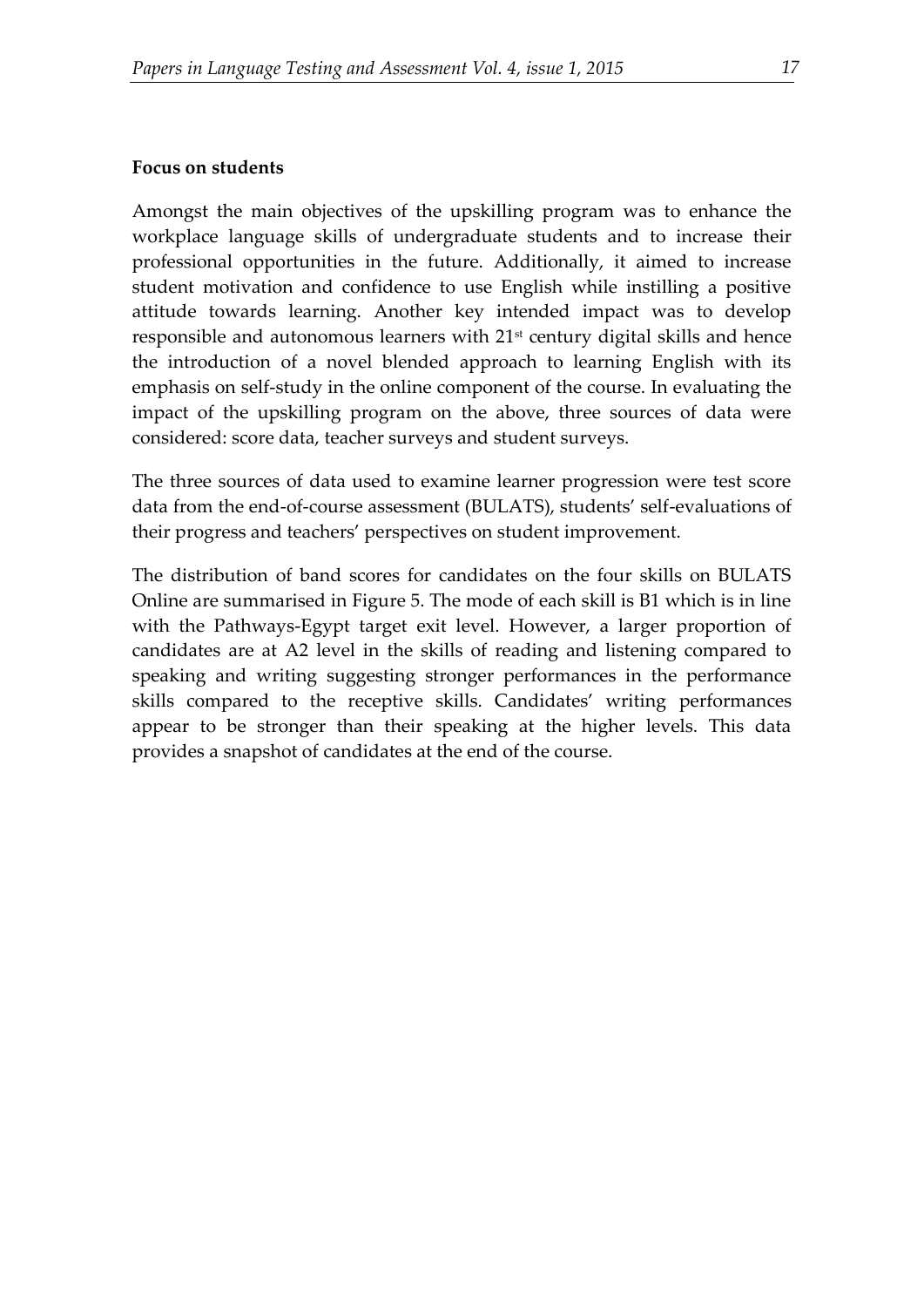**Focus on students**

Amongst the main objectives of the upskilling program was to enhance the workplace language skills of undergraduate students and to increase their professional opportunities in the future. Additionally, it aimed to increase student motivation and confidence to use English while instilling a positive attitude towards learning. Another key intended impact was to develop responsible and autonomous learners with 21st century digital skills and hence the introduction of a novel blended approach to learning English with its emphasis on self-study in the online component of the course. In evaluating the impact of the upskilling program on the above, three sources of data were considered: score data, teacher surveys and student surveys.

The three sources of data used to examine learner progression were test score data from the end-of-course assessment (BULATS), students' self-evaluations of their progress and teachers' perspectives on student improvement.

The distribution of band scores for candidates on the four skills on BULATS Online are summarised in Figure 5. The mode of each skill is B1 which is in line with the Pathways-Egypt target exit level. However, a larger proportion of candidates are at A2 level in the skills of reading and listening compared to speaking and writing suggesting stronger performances in the performance skills compared to the receptive skills. Candidates' writing performances appear to be stronger than their speaking at the higher levels. This data provides a snapshot of candidates at the end of the course.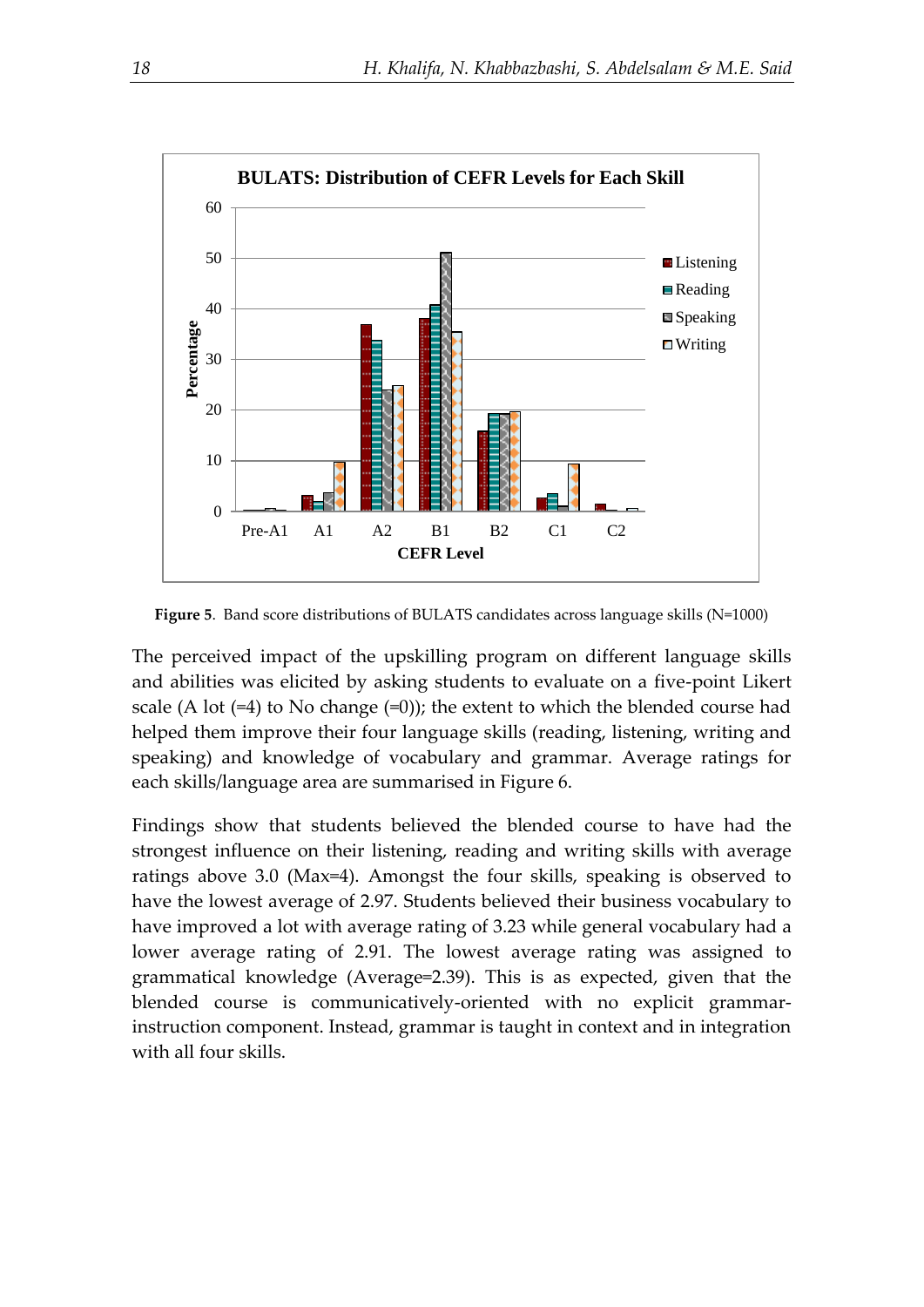**Figure 5**. Band score distributions of BULATS candidates across language skills (N=1000)

The perceived impact of the upskilling program on different language skills and abilities was elicited by asking students to evaluate on a five-point Likert scale (A lot (=4) to No change (=0)); the extent to which the blended course had helped them improve their four language skills (reading, listening, writing and speaking) and knowledge of vocabulary and grammar. Average ratings for each skills/language area are summarised in Figure 6.

Findings show that students believed the blended course to have had the strongest influence on their listening, reading and writing skills with average ratings above 3.0 (Max=4). Amongst the four skills, speaking is observed to have the lowest average of 2.97. Students believed their business vocabulary to have improved a lot with average rating of 3.23 while general vocabulary had a lower average rating of 2.91. The lowest average rating was assigned to grammatical knowledge (Average=2.39). This is as expected, given that the blended course is communicatively-oriented with no explicit grammar-instruction component. Instead, grammar is taught in context and in integration with all four skills.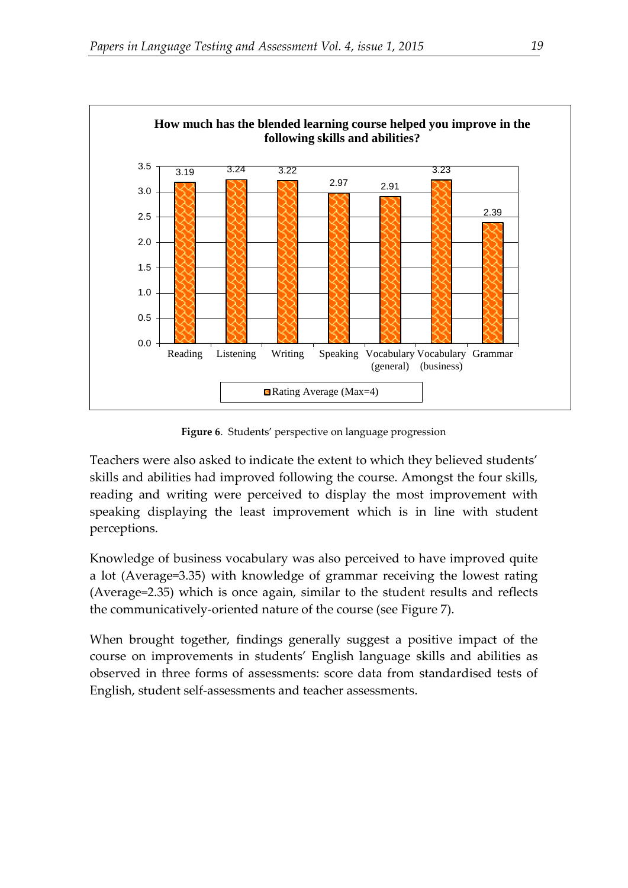**How much has the blended learning course helped you improve in the following skills and abilities?**

| Skill | Rating Average (Max=4) |
| --- | --- |
| Reading | 3.19 |
| Listening | 3.24 |
| Writing | 3.22 |
| Speaking | 2.97 |
| Vocabulary (general) | 2.91 |
| Vocabulary (business) | 3.23 |
| Grammar | 2.39 |

**Figure 6**. Students' perspective on language progression

Teachers were also asked to indicate the extent to which they believed students' skills and abilities had improved following the course. Amongst the four skills, reading and writing were perceived to display the most improvement with speaking displaying the least improvement which is in line with student perceptions.

Knowledge of business vocabulary was also perceived to have improved quite a lot (Average=3.35) with knowledge of grammar receiving the lowest rating (Average=2.35) which is once again, similar to the student results and reflects the communicatively-oriented nature of the course (see Figure 7).

When brought together, findings generally suggest a positive impact of the course on improvements in students' English language skills and abilities as observed in three forms of assessments: score data from standardised tests of English, student self-assessments and teacher assessments.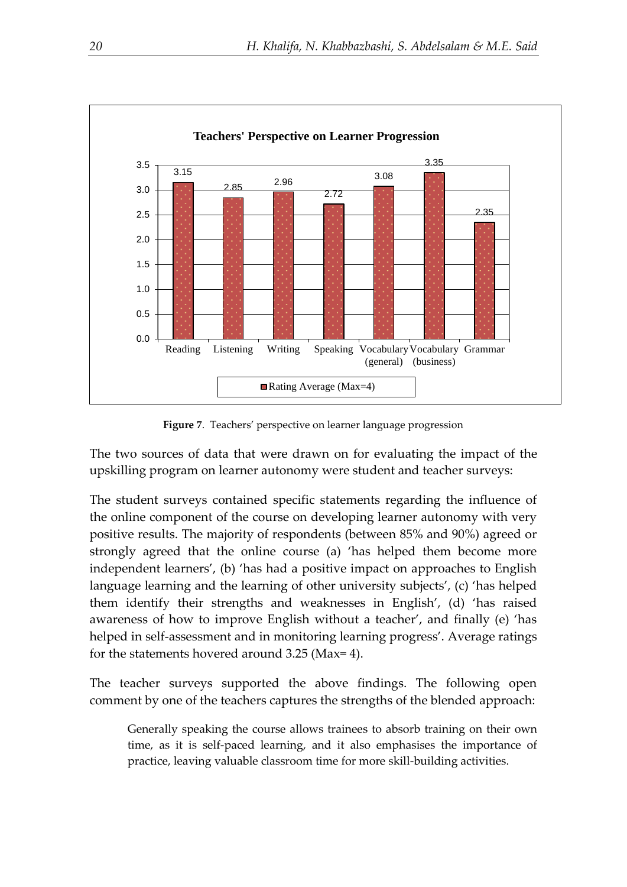**Teachers' Perspective on Learner Progression**

| | Reading | Listening | Writing | Speaking | Vocabulary (general) | Vocabulary (business) | Grammar |
|---|---|---|---|---|---|---|---|
| Rating Average (Max=4) | 3.15 | 2.85 | 2.96 | 2.72 | 3.08 | 3.35 | 2.35 |

**Figure 7**. Teachers' perspective on learner language progression

The two sources of data that were drawn on for evaluating the impact of the upskilling program on learner autonomy were student and teacher surveys:

The student surveys contained specific statements regarding the influence of the online component of the course on developing learner autonomy with very positive results. The majority of respondents (between 85% and 90%) agreed or strongly agreed that the online course (a) 'has helped them become more independent learners', (b) 'has had a positive impact on approaches to English language learning and the learning of other university subjects', (c) 'has helped them identify their strengths and weaknesses in English', (d) 'has raised awareness of how to improve English without a teacher', and finally (e) 'has helped in self-assessment and in monitoring learning progress'. Average ratings for the statements hovered around 3.25 (Max= 4).

The teacher surveys supported the above findings. The following open comment by one of the teachers captures the strengths of the blended approach:

> Generally speaking the course allows trainees to absorb training on their own time, as it is self-paced learning, and it also emphasises the importance of practice, leaving valuable classroom time for more skill-building activities.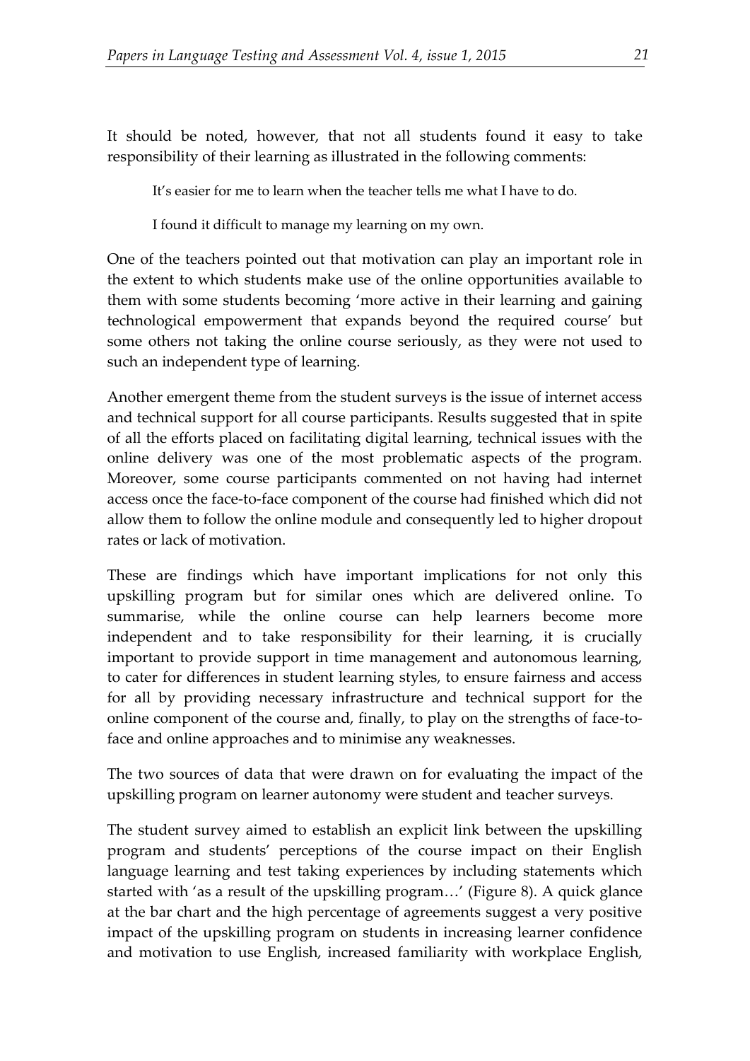It should be noted, however, that not all students found it easy to take responsibility of their learning as illustrated in the following comments:

> It's easier for me to learn when the teacher tells me what I have to do.
>
> I found it difficult to manage my learning on my own.

One of the teachers pointed out that motivation can play an important role in the extent to which students make use of the online opportunities available to them with some students becoming 'more active in their learning and gaining technological empowerment that expands beyond the required course' but some others not taking the online course seriously, as they were not used to such an independent type of learning.

Another emergent theme from the student surveys is the issue of internet access and technical support for all course participants. Results suggested that in spite of all the efforts placed on facilitating digital learning, technical issues with the online delivery was one of the most problematic aspects of the program. Moreover, some course participants commented on not having had internet access once the face-to-face component of the course had finished which did not allow them to follow the online module and consequently led to higher dropout rates or lack of motivation.

These are findings which have important implications for not only this upskilling program but for similar ones which are delivered online. To summarise, while the online course can help learners become more independent and to take responsibility for their learning, it is crucially important to provide support in time management and autonomous learning, to cater for differences in student learning styles, to ensure fairness and access for all by providing necessary infrastructure and technical support for the online component of the course and, finally, to play on the strengths of face-to-face and online approaches and to minimise any weaknesses.

The two sources of data that were drawn on for evaluating the impact of the upskilling program on learner autonomy were student and teacher surveys.

The student survey aimed to establish an explicit link between the upskilling program and students' perceptions of the course impact on their English language learning and test taking experiences by including statements which started with 'as a result of the upskilling program…' (Figure 8). A quick glance at the bar chart and the high percentage of agreements suggest a very positive impact of the upskilling program on students in increasing learner confidence and motivation to use English, increased familiarity with workplace English,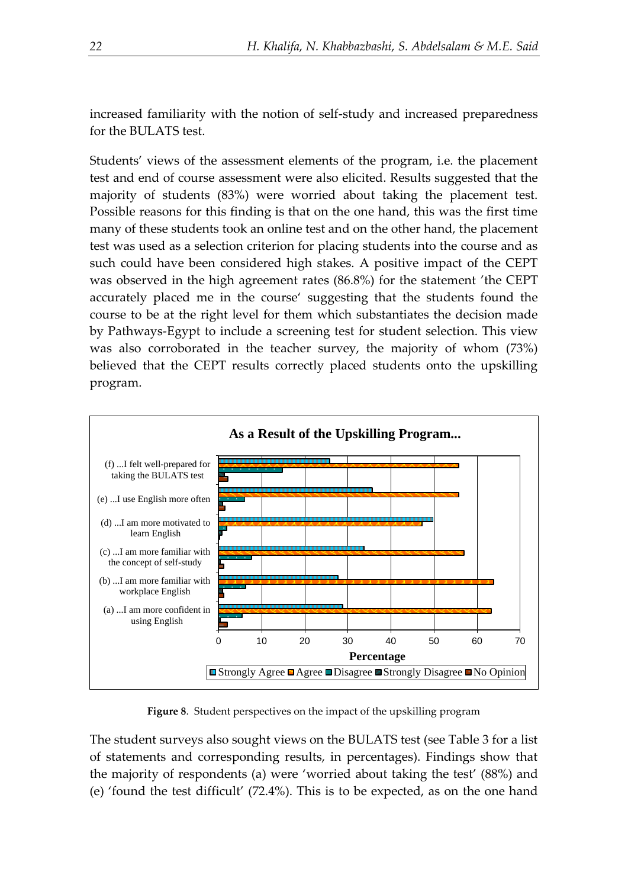increased familiarity with the notion of self-study and increased preparedness for the BULATS test.

Students' views of the assessment elements of the program, i.e. the placement test and end of course assessment were also elicited. Results suggested that the majority of students (83%) were worried about taking the placement test. Possible reasons for this finding is that on the one hand, this was the first time many of these students took an online test and on the other hand, the placement test was used as a selection criterion for placing students into the course and as such could have been considered high stakes. A positive impact of the CEPT was observed in the high agreement rates (86.8%) for the statement 'the CEPT accurately placed me in the course' suggesting that the students found the course to be at the right level for them which substantiates the decision made by Pathways-Egypt to include a screening test for student selection. This view was also corroborated in the teacher survey, the majority of whom (73%) believed that the CEPT results correctly placed students onto the upskilling program.

**Figure 8**. Student perspectives on the impact of the upskilling program

The student surveys also sought views on the BULATS test (see Table 3 for a list of statements and corresponding results, in percentages). Findings show that the majority of respondents (a) were 'worried about taking the test' (88%) and (e) 'found the test difficult' (72.4%). This is to be expected, as on the one hand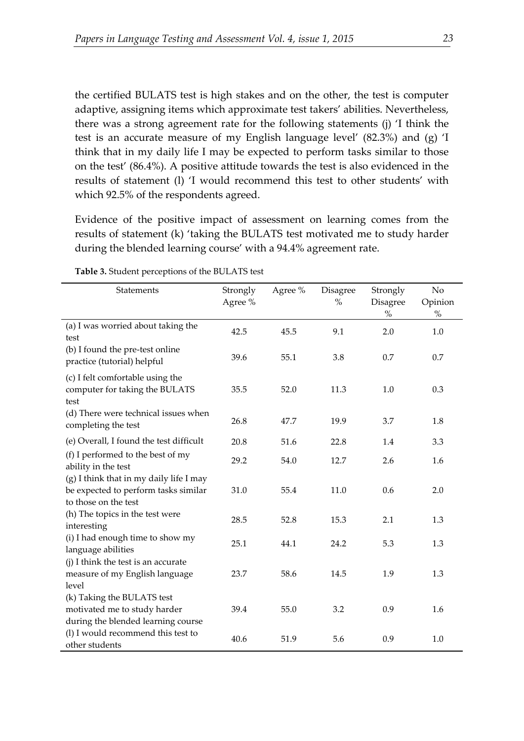the certified BULATS test is high stakes and on the other, the test is computer adaptive, assigning items which approximate test takers' abilities. Nevertheless, there was a strong agreement rate for the following statements (j) 'I think the test is an accurate measure of my English language level' (82.3%) and (g) 'I think that in my daily life I may be expected to perform tasks similar to those on the test' (86.4%). A positive attitude towards the test is also evidenced in the results of statement (l) 'I would recommend this test to other students' with which 92.5% of the respondents agreed.

Evidence of the positive impact of assessment on learning comes from the results of statement (k) 'taking the BULATS test motivated me to study harder during the blended learning course' with a 94.4% agreement rate.

**Table 3.** Student perceptions of the BULATS test

| Statements | Strongly Agree % | Agree % | Disagree % | Strongly Disagree % | No Opinion % |
|---|---|---|---|---|---|
| (a) I was worried about taking the test | 42.5 | 45.5 | 9.1 | 2.0 | 1.0 |
| (b) I found the pre-test online practice (tutorial) helpful | 39.6 | 55.1 | 3.8 | 0.7 | 0.7 |
| (c) I felt comfortable using the computer for taking the BULATS test | 35.5 | 52.0 | 11.3 | 1.0 | 0.3 |
| (d) There were technical issues when completing the test | 26.8 | 47.7 | 19.9 | 3.7 | 1.8 |
| (e) Overall, I found the test difficult | 20.8 | 51.6 | 22.8 | 1.4 | 3.3 |
| (f) I performed to the best of my ability in the test | 29.2 | 54.0 | 12.7 | 2.6 | 1.6 |
| (g) I think that in my daily life I may be expected to perform tasks similar to those on the test | 31.0 | 55.4 | 11.0 | 0.6 | 2.0 |
| (h) The topics in the test were interesting | 28.5 | 52.8 | 15.3 | 2.1 | 1.3 |
| (i) I had enough time to show my language abilities | 25.1 | 44.1 | 24.2 | 5.3 | 1.3 |
| (j) I think the test is an accurate measure of my English language level | 23.7 | 58.6 | 14.5 | 1.9 | 1.3 |
| (k) Taking the BULATS test motivated me to study harder during the blended learning course | 39.4 | 55.0 | 3.2 | 0.9 | 1.6 |
| (l) I would recommend this test to other students | 40.6 | 51.9 | 5.6 | 0.9 | 1.0 |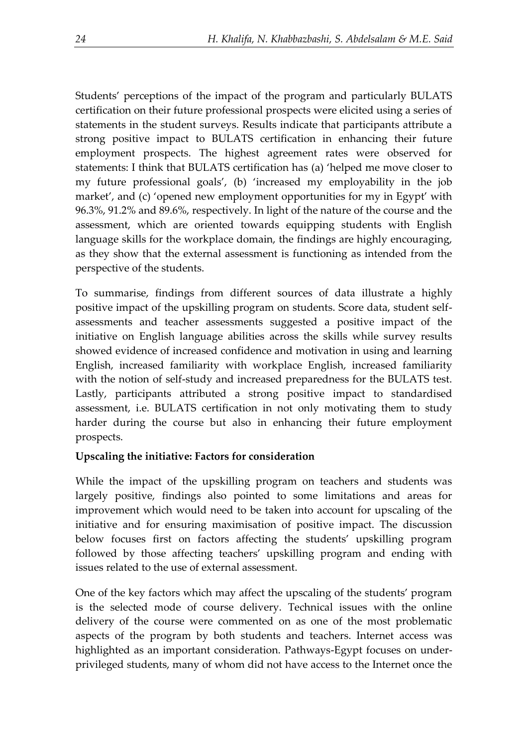Students' perceptions of the impact of the program and particularly BULATS certification on their future professional prospects were elicited using a series of statements in the student surveys. Results indicate that participants attribute a strong positive impact to BULATS certification in enhancing their future employment prospects. The highest agreement rates were observed for statements: I think that BULATS certification has (a) 'helped me move closer to my future professional goals', (b) 'increased my employability in the job market', and (c) 'opened new employment opportunities for my in Egypt' with 96.3%, 91.2% and 89.6%, respectively. In light of the nature of the course and the assessment, which are oriented towards equipping students with English language skills for the workplace domain, the findings are highly encouraging, as they show that the external assessment is functioning as intended from the perspective of the students.

To summarise, findings from different sources of data illustrate a highly positive impact of the upskilling program on students. Score data, student self-assessments and teacher assessments suggested a positive impact of the initiative on English language abilities across the skills while survey results showed evidence of increased confidence and motivation in using and learning English, increased familiarity with workplace English, increased familiarity with the notion of self-study and increased preparedness for the BULATS test. Lastly, participants attributed a strong positive impact to standardised assessment, i.e. BULATS certification in not only motivating them to study harder during the course but also in enhancing their future employment prospects.

**Upscaling the initiative: Factors for consideration**

While the impact of the upskilling program on teachers and students was largely positive, findings also pointed to some limitations and areas for improvement which would need to be taken into account for upscaling of the initiative and for ensuring maximisation of positive impact. The discussion below focuses first on factors affecting the students' upskilling program followed by those affecting teachers' upskilling program and ending with issues related to the use of external assessment.

One of the key factors which may affect the upscaling of the students' program is the selected mode of course delivery. Technical issues with the online delivery of the course were commented on as one of the most problematic aspects of the program by both students and teachers. Internet access was highlighted as an important consideration. Pathways-Egypt focuses on under-privileged students, many of whom did not have access to the Internet once the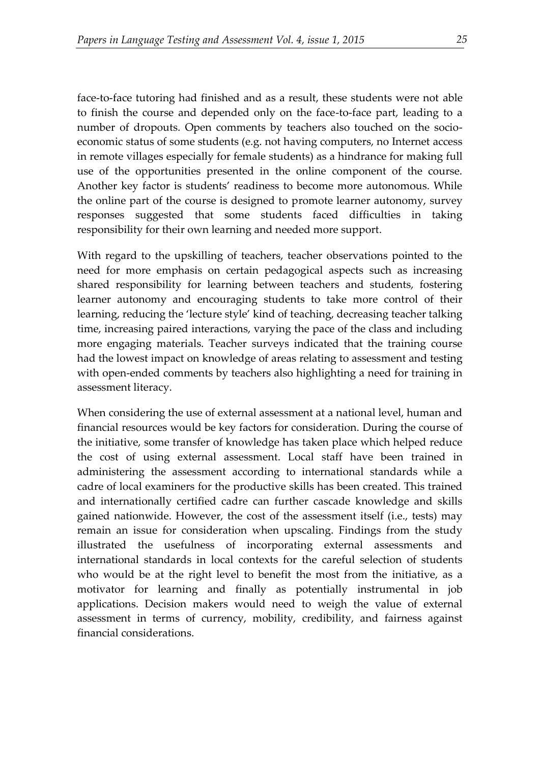face-to-face tutoring had finished and as a result, these students were not able to finish the course and depended only on the face-to-face part, leading to a number of dropouts. Open comments by teachers also touched on the socio-economic status of some students (e.g. not having computers, no Internet access in remote villages especially for female students) as a hindrance for making full use of the opportunities presented in the online component of the course. Another key factor is students' readiness to become more autonomous. While the online part of the course is designed to promote learner autonomy, survey responses suggested that some students faced difficulties in taking responsibility for their own learning and needed more support.

With regard to the upskilling of teachers, teacher observations pointed to the need for more emphasis on certain pedagogical aspects such as increasing shared responsibility for learning between teachers and students, fostering learner autonomy and encouraging students to take more control of their learning, reducing the 'lecture style' kind of teaching, decreasing teacher talking time, increasing paired interactions, varying the pace of the class and including more engaging materials. Teacher surveys indicated that the training course had the lowest impact on knowledge of areas relating to assessment and testing with open-ended comments by teachers also highlighting a need for training in assessment literacy.

When considering the use of external assessment at a national level, human and financial resources would be key factors for consideration. During the course of the initiative, some transfer of knowledge has taken place which helped reduce the cost of using external assessment. Local staff have been trained in administering the assessment according to international standards while a cadre of local examiners for the productive skills has been created. This trained and internationally certified cadre can further cascade knowledge and skills gained nationwide. However, the cost of the assessment itself (i.e., tests) may remain an issue for consideration when upscaling. Findings from the study illustrated the usefulness of incorporating external assessments and international standards in local contexts for the careful selection of students who would be at the right level to benefit the most from the initiative, as a motivator for learning and finally as potentially instrumental in job applications. Decision makers would need to weigh the value of external assessment in terms of currency, mobility, credibility, and fairness against financial considerations.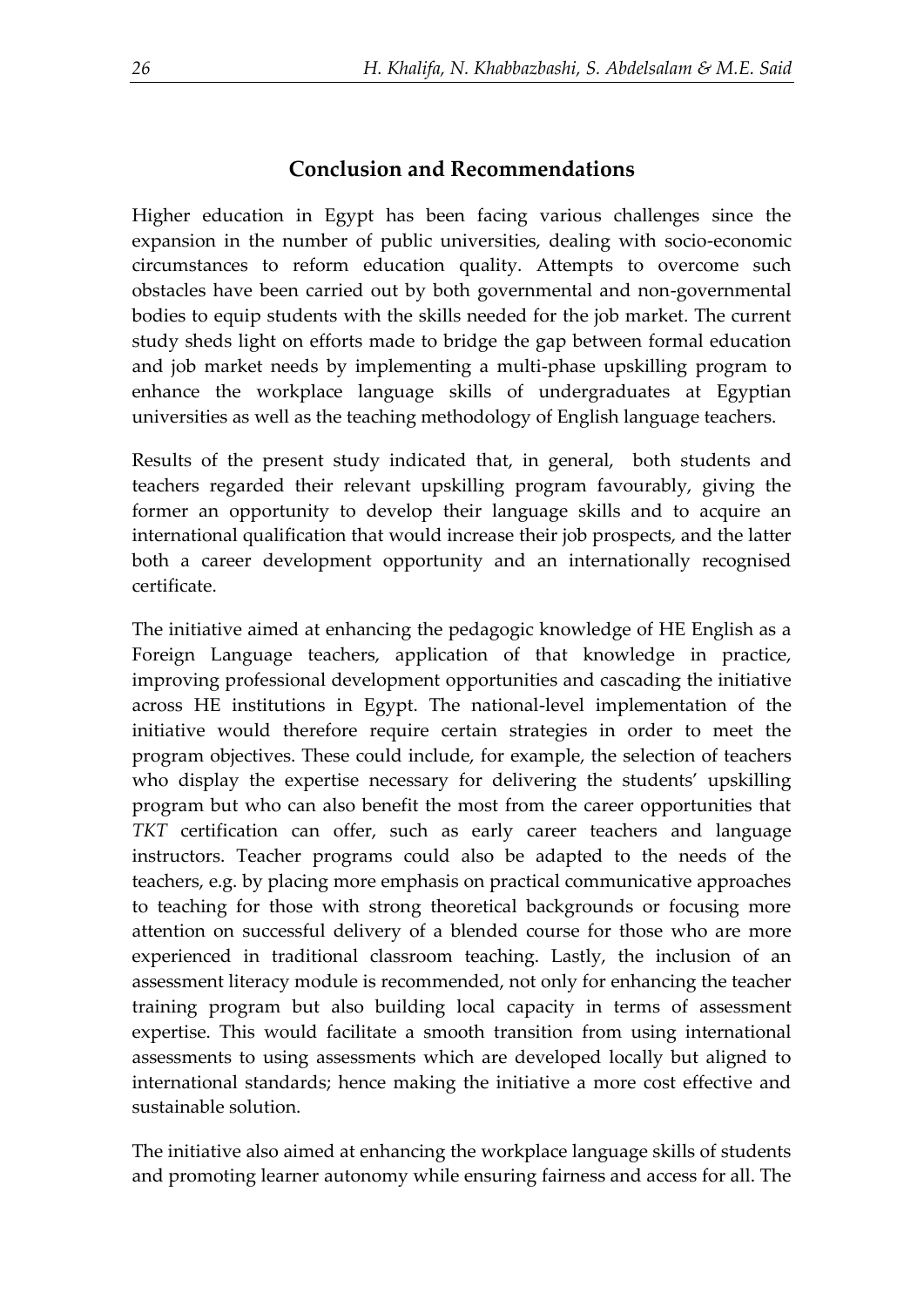## Conclusion and Recommendations

Higher education in Egypt has been facing various challenges since the expansion in the number of public universities, dealing with socio-economic circumstances to reform education quality. Attempts to overcome such obstacles have been carried out by both governmental and non-governmental bodies to equip students with the skills needed for the job market. The current study sheds light on efforts made to bridge the gap between formal education and job market needs by implementing a multi-phase upskilling program to enhance the workplace language skills of undergraduates at Egyptian universities as well as the teaching methodology of English language teachers.

Results of the present study indicated that, in general, both students and teachers regarded their relevant upskilling program favourably, giving the former an opportunity to develop their language skills and to acquire an international qualification that would increase their job prospects, and the latter both a career development opportunity and an internationally recognised certificate.

The initiative aimed at enhancing the pedagogic knowledge of HE English as a Foreign Language teachers, application of that knowledge in practice, improving professional development opportunities and cascading the initiative across HE institutions in Egypt. The national-level implementation of the initiative would therefore require certain strategies in order to meet the program objectives. These could include, for example, the selection of teachers who display the expertise necessary for delivering the students' upskilling program but who can also benefit the most from the career opportunities that *TKT* certification can offer, such as early career teachers and language instructors. Teacher programs could also be adapted to the needs of the teachers, e.g. by placing more emphasis on practical communicative approaches to teaching for those with strong theoretical backgrounds or focusing more attention on successful delivery of a blended course for those who are more experienced in traditional classroom teaching. Lastly, the inclusion of an assessment literacy module is recommended, not only for enhancing the teacher training program but also building local capacity in terms of assessment expertise. This would facilitate a smooth transition from using international assessments to using assessments which are developed locally but aligned to international standards; hence making the initiative a more cost effective and sustainable solution.

The initiative also aimed at enhancing the workplace language skills of students and promoting learner autonomy while ensuring fairness and access for all. The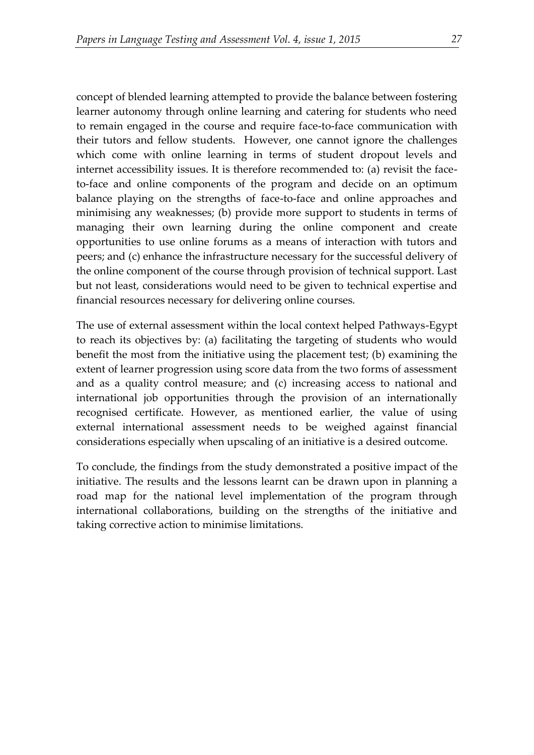concept of blended learning attempted to provide the balance between fostering learner autonomy through online learning and catering for students who need to remain engaged in the course and require face-to-face communication with their tutors and fellow students. However, one cannot ignore the challenges which come with online learning in terms of student dropout levels and internet accessibility issues. It is therefore recommended to: (a) revisit the face-to-face and online components of the program and decide on an optimum balance playing on the strengths of face-to-face and online approaches and minimising any weaknesses; (b) provide more support to students in terms of managing their own learning during the online component and create opportunities to use online forums as a means of interaction with tutors and peers; and (c) enhance the infrastructure necessary for the successful delivery of the online component of the course through provision of technical support. Last but not least, considerations would need to be given to technical expertise and financial resources necessary for delivering online courses.

The use of external assessment within the local context helped Pathways-Egypt to reach its objectives by: (a) facilitating the targeting of students who would benefit the most from the initiative using the placement test; (b) examining the extent of learner progression using score data from the two forms of assessment and as a quality control measure; and (c) increasing access to national and international job opportunities through the provision of an internationally recognised certificate. However, as mentioned earlier, the value of using external international assessment needs to be weighed against financial considerations especially when upscaling of an initiative is a desired outcome.

To conclude, the findings from the study demonstrated a positive impact of the initiative. The results and the lessons learnt can be drawn upon in planning a road map for the national level implementation of the program through international collaborations, building on the strengths of the initiative and taking corrective action to minimise limitations.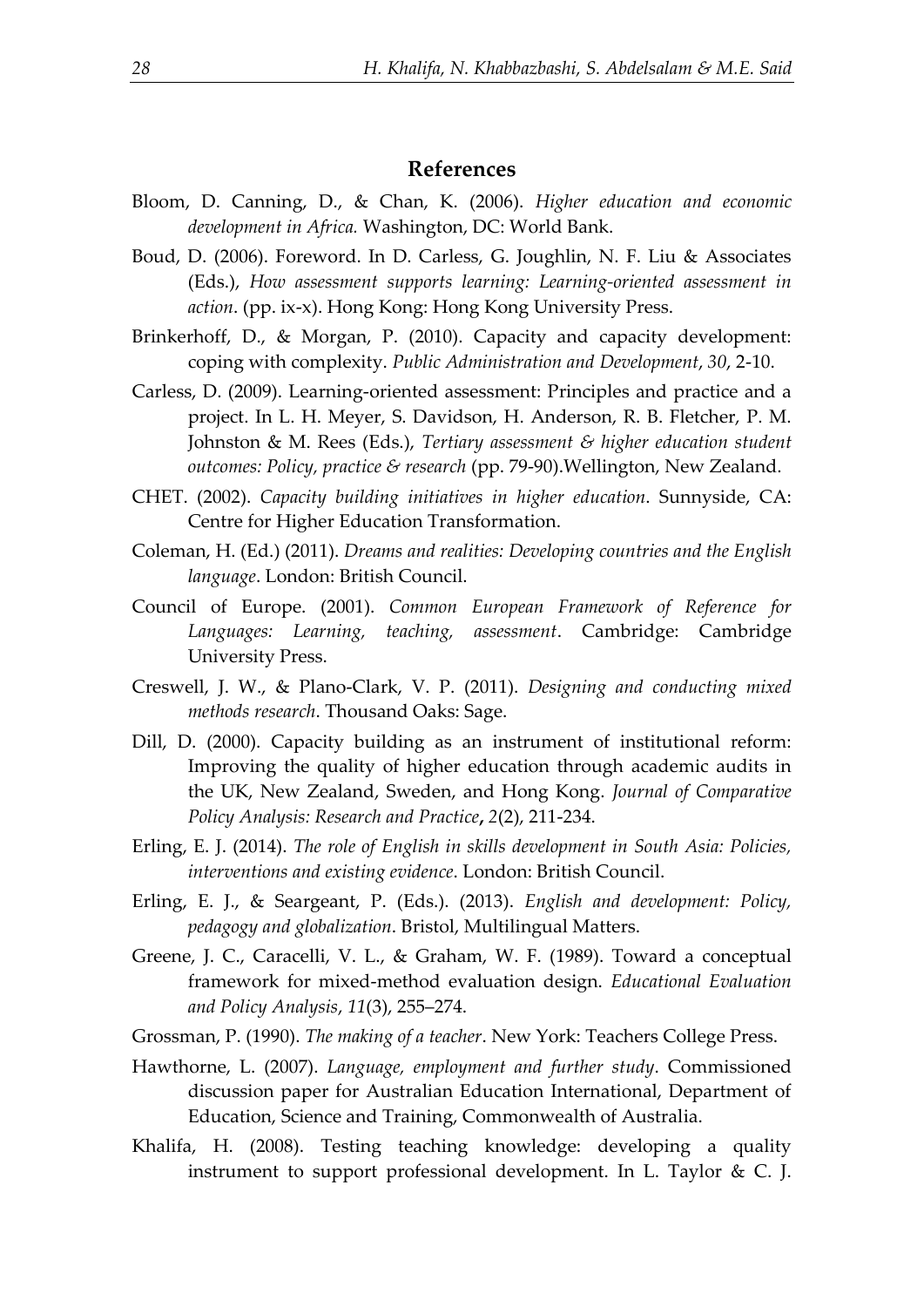## References

Bloom, D. Canning, D., & Chan, K. (2006). *Higher education and economic development in Africa.* Washington, DC: World Bank.

Boud, D. (2006). Foreword. In D. Carless, G. Joughlin, N. F. Liu & Associates (Eds.), *How assessment supports learning: Learning-oriented assessment in action*. (pp. ix-x). Hong Kong: Hong Kong University Press.

Brinkerhoff, D., & Morgan, P. (2010). Capacity and capacity development: coping with complexity. *Public Administration and Development*, *30*, 2-10.

Carless, D. (2009). Learning-oriented assessment: Principles and practice and a project. In L. H. Meyer, S. Davidson, H. Anderson, R. B. Fletcher, P. M. Johnston & M. Rees (Eds.), *Tertiary assessment & higher education student outcomes: Policy, practice & research* (pp. 79-90).Wellington, New Zealand.

CHET. (2002). *Capacity building initiatives in higher education*. Sunnyside, CA: Centre for Higher Education Transformation.

Coleman, H. (Ed.) (2011). *Dreams and realities: Developing countries and the English language*. London: British Council.

Council of Europe. (2001). *Common European Framework of Reference for Languages: Learning, teaching, assessment*. Cambridge: Cambridge University Press.

Creswell, J. W., & Plano-Clark, V. P. (2011). *Designing and conducting mixed methods research*. Thousand Oaks: Sage.

Dill, D. (2000). Capacity building as an instrument of institutional reform: Improving the quality of higher education through academic audits in the UK, New Zealand, Sweden, and Hong Kong. *Journal of Comparative Policy Analysis: Research and Practice*, *2*(2), 211-234.

Erling, E. J. (2014). *The role of English in skills development in South Asia: Policies, interventions and existing evidence*. London: British Council.

Erling, E. J., & Seargeant, P. (Eds.). (2013). *English and development: Policy, pedagogy and globalization*. Bristol, Multilingual Matters.

Greene, J. C., Caracelli, V. L., & Graham, W. F. (1989). Toward a conceptual framework for mixed-method evaluation design. *Educational Evaluation and Policy Analysis*, *11*(3), 255–274.

Grossman, P. (1990). *The making of a teacher*. New York: Teachers College Press.

Hawthorne, L. (2007). *Language, employment and further study*. Commissioned discussion paper for Australian Education International, Department of Education, Science and Training, Commonwealth of Australia.

Khalifa, H. (2008). Testing teaching knowledge: developing a quality instrument to support professional development. In L. Taylor & C. J.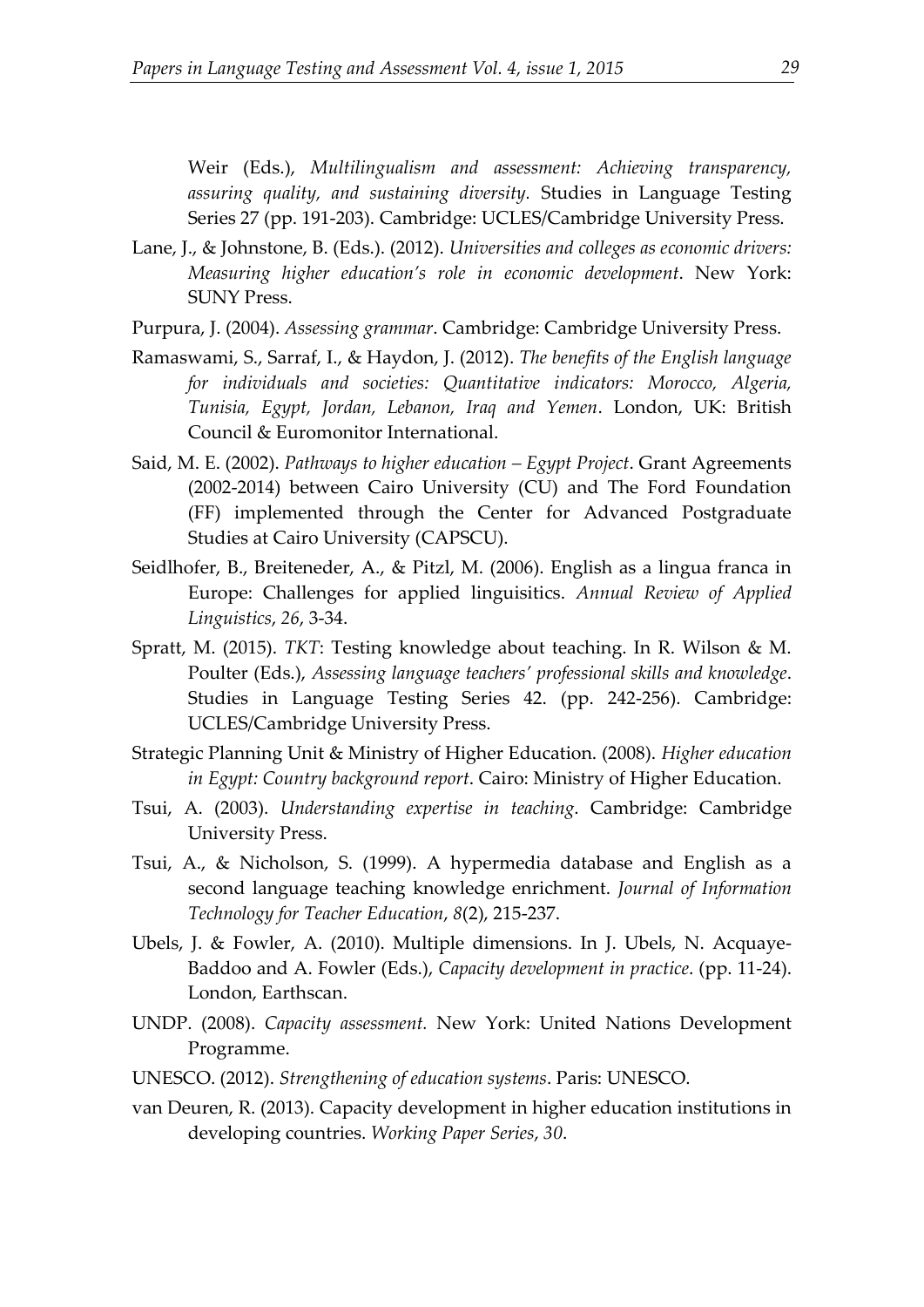Weir (Eds.), *Multilingualism and assessment: Achieving transparency, assuring quality, and sustaining diversity.* Studies in Language Testing Series 27 (pp. 191-203). Cambridge: UCLES/Cambridge University Press.

Lane, J., & Johnstone, B. (Eds.). (2012). *Universities and colleges as economic drivers: Measuring higher education's role in economic development*. New York: SUNY Press.

Purpura, J. (2004). *Assessing grammar*. Cambridge: Cambridge University Press.

Ramaswami, S., Sarraf, I., & Haydon, J. (2012). *The benefits of the English language for individuals and societies: Quantitative indicators: Morocco, Algeria, Tunisia, Egypt, Jordan, Lebanon, Iraq and Yemen*. London, UK: British Council & Euromonitor International.

Said, M. E. (2002). *Pathways to higher education – Egypt Project*. Grant Agreements (2002-2014) between Cairo University (CU) and The Ford Foundation (FF) implemented through the Center for Advanced Postgraduate Studies at Cairo University (CAPSCU).

Seidlhofer, B., Breiteneder, A., & Pitzl, M. (2006). English as a lingua franca in Europe: Challenges for applied linguisitics. *Annual Review of Applied Linguistics*, *26*, 3-34.

Spratt, M. (2015). *TKT*: Testing knowledge about teaching. In R. Wilson & M. Poulter (Eds.), *Assessing language teachers' professional skills and knowledge*. Studies in Language Testing Series 42. (pp. 242-256). Cambridge: UCLES/Cambridge University Press.

Strategic Planning Unit & Ministry of Higher Education. (2008). *Higher education in Egypt: Country background report*. Cairo: Ministry of Higher Education.

Tsui, A. (2003). *Understanding expertise in teaching*. Cambridge: Cambridge University Press.

Tsui, A., & Nicholson, S. (1999). A hypermedia database and English as a second language teaching knowledge enrichment. *Journal of Information Technology for Teacher Education*, *8*(2), 215-237.

Ubels, J. & Fowler, A. (2010). Multiple dimensions. In J. Ubels, N. Acquaye-Baddoo and A. Fowler (Eds.), *Capacity development in practice*. (pp. 11-24). London, Earthscan.

UNDP. (2008). *Capacity assessment.* New York: United Nations Development Programme.

UNESCO. (2012). *Strengthening of education systems*. Paris: UNESCO.

van Deuren, R. (2013). Capacity development in higher education institutions in developing countries. *Working Paper Series*, *30*.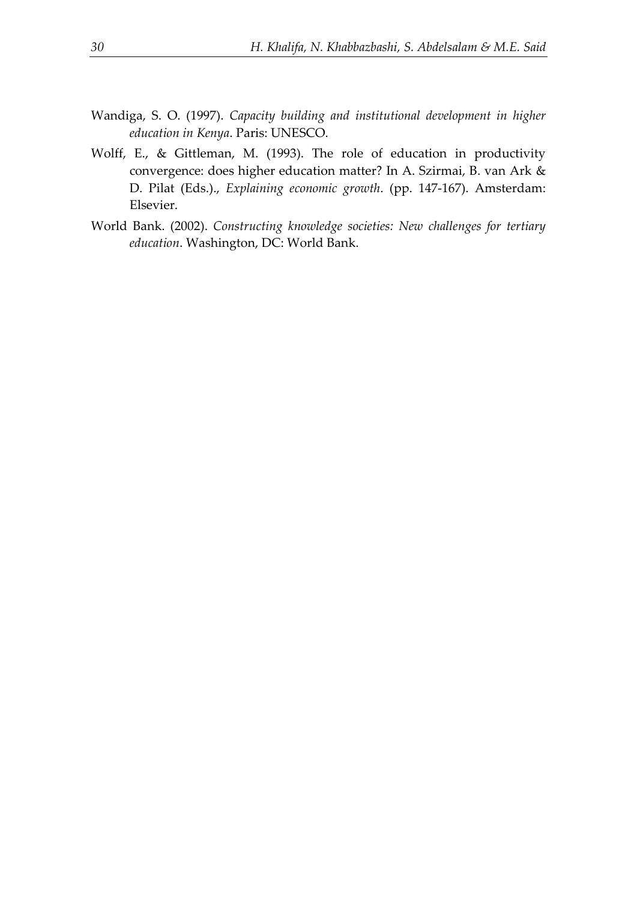Wandiga, S. O. (1997). *Capacity building and institutional development in higher education in Kenya*. Paris: UNESCO.

Wolff, E., & Gittleman, M. (1993). The role of education in productivity convergence: does higher education matter? In A. Szirmai, B. van Ark & D. Pilat (Eds.)., *Explaining economic growth*. (pp. 147-167). Amsterdam: Elsevier.

World Bank. (2002). *Constructing knowledge societies: New challenges for tertiary education*. Washington, DC: World Bank.